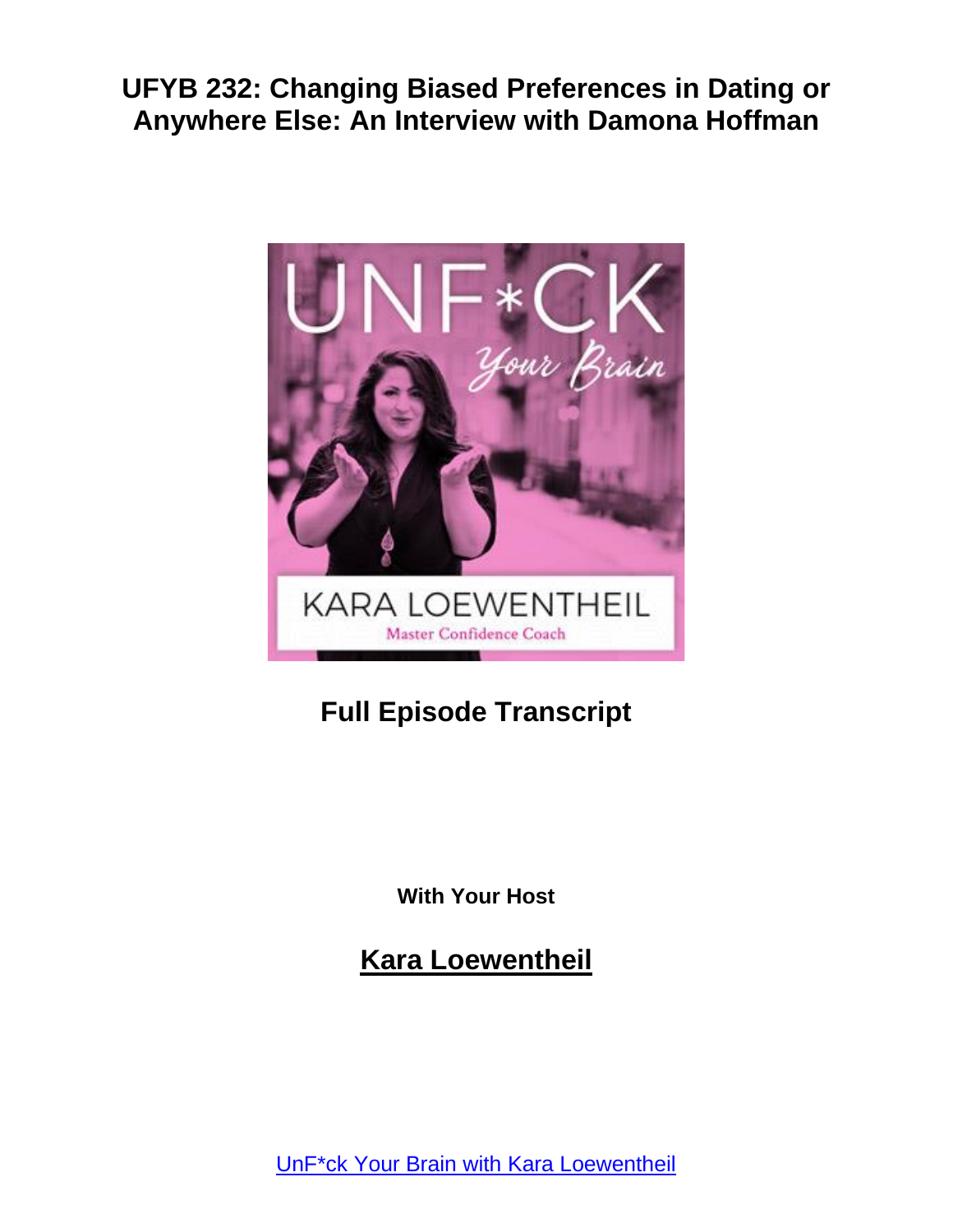# UFYB 232: Changing Biased Preferences in Dating or Anywhere Else: An Interview with Damona Hoffman

**Full Episode Transcript**

**With Your Host**

**Kara Loewentheil**

UnF*ck Your Brain with Kara Loewentheil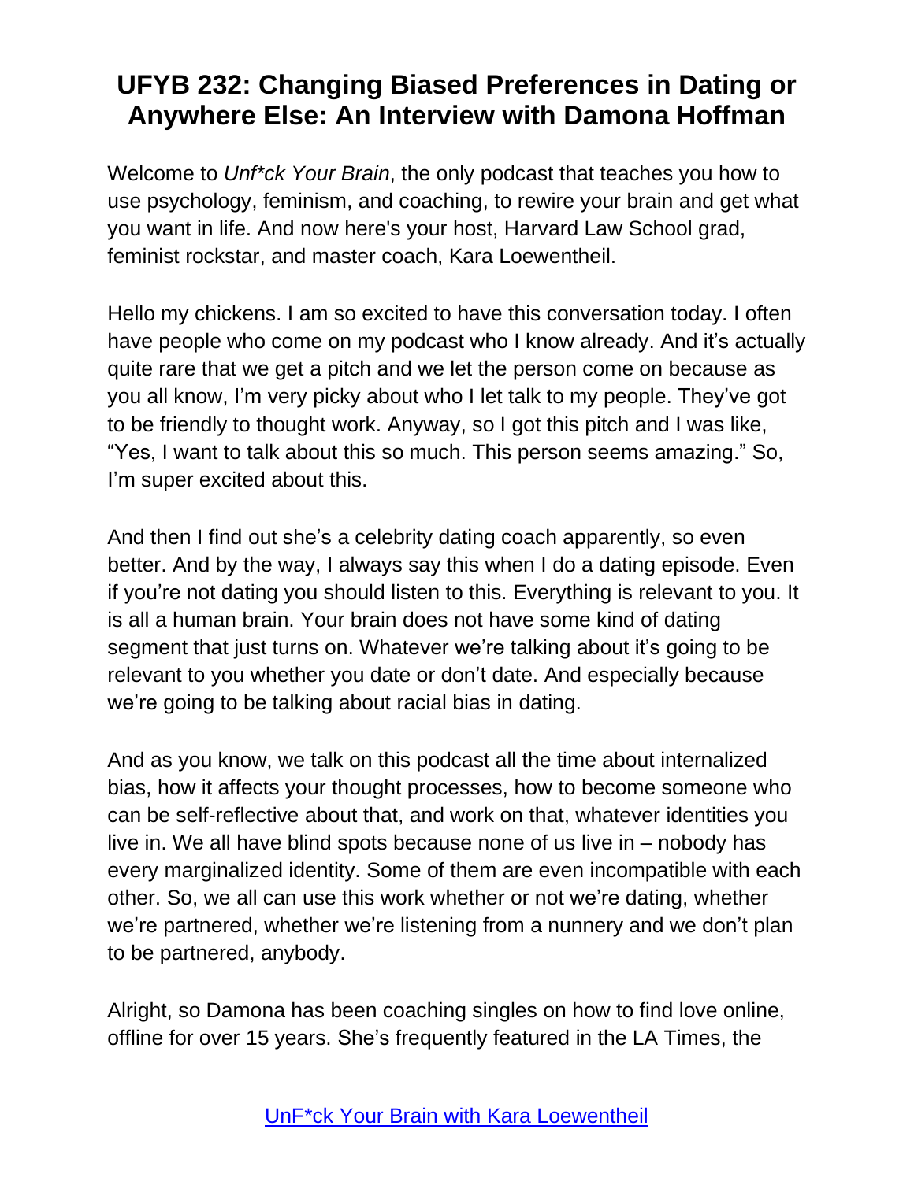# UFYB 232: Changing Biased Preferences in Dating or Anywhere Else: An Interview with Damona Hoffman

Welcome to *Unf*ck Your Brain*, the only podcast that teaches you how to use psychology, feminism, and coaching, to rewire your brain and get what you want in life. And now here's your host, Harvard Law School grad, feminist rockstar, and master coach, Kara Loewentheil.

Hello my chickens. I am so excited to have this conversation today. I often have people who come on my podcast who I know already. And it's actually quite rare that we get a pitch and we let the person come on because as you all know, I'm very picky about who I let talk to my people. They've got to be friendly to thought work. Anyway, so I got this pitch and I was like, "Yes, I want to talk about this so much. This person seems amazing." So, I'm super excited about this.

And then I find out she's a celebrity dating coach apparently, so even better. And by the way, I always say this when I do a dating episode. Even if you're not dating you should listen to this. Everything is relevant to you. It is all a human brain. Your brain does not have some kind of dating segment that just turns on. Whatever we're talking about it's going to be relevant to you whether you date or don't date. And especially because we're going to be talking about racial bias in dating.

And as you know, we talk on this podcast all the time about internalized bias, how it affects your thought processes, how to become someone who can be self-reflective about that, and work on that, whatever identities you live in. We all have blind spots because none of us live in – nobody has every marginalized identity. Some of them are even incompatible with each other. So, we all can use this work whether or not we're dating, whether we're partnered, whether we're listening from a nunnery and we don't plan to be partnered, anybody.

Alright, so Damona has been coaching singles on how to find love online, offline for over 15 years. She's frequently featured in the LA Times, the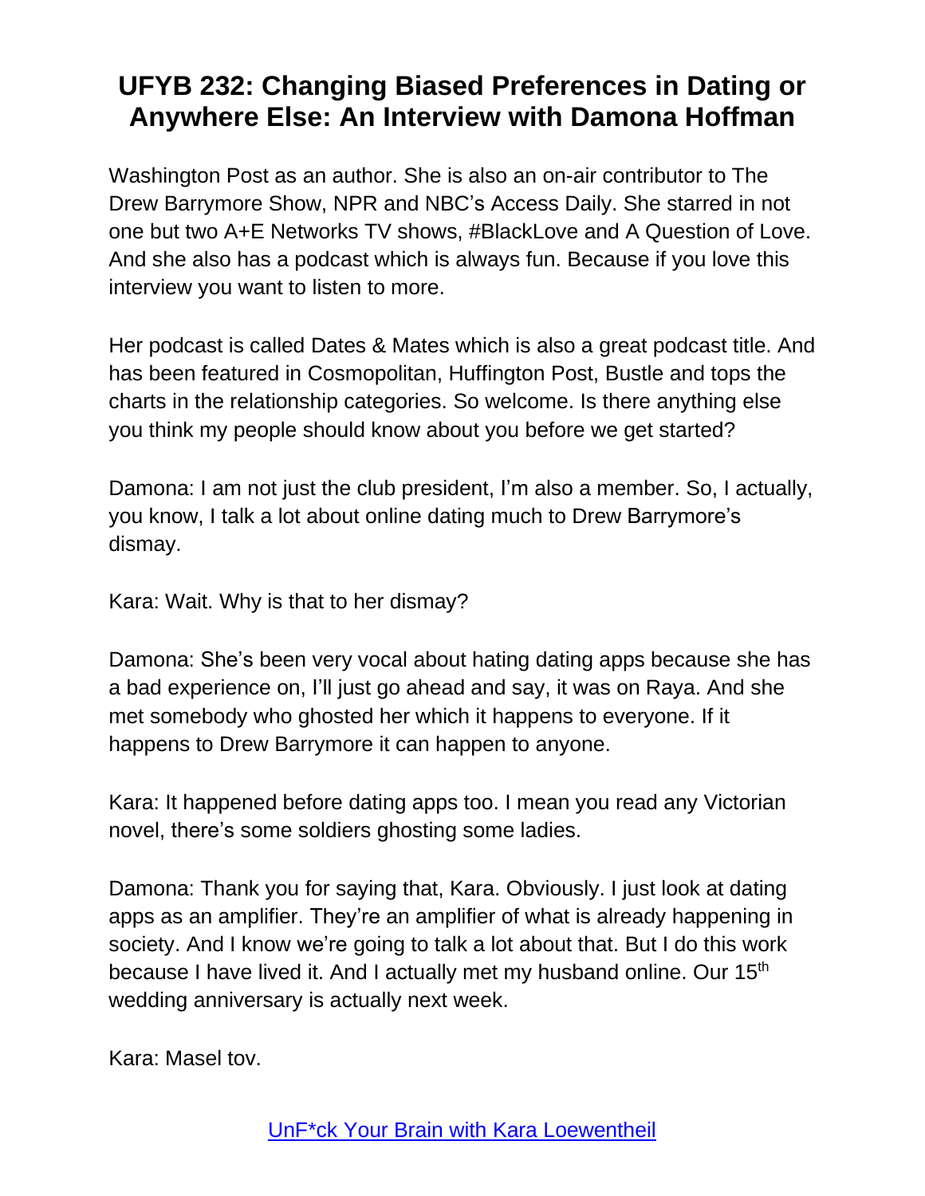Washington Post as an author. She is also an on-air contributor to The Drew Barrymore Show, NPR and NBC's Access Daily. She starred in not one but two A+E Networks TV shows, #BlackLove and A Question of Love. And she also has a podcast which is always fun. Because if you love this interview you want to listen to more.

Her podcast is called Dates & Mates which is also a great podcast title. And has been featured in Cosmopolitan, Huffington Post, Bustle and tops the charts in the relationship categories. So welcome. Is there anything else you think my people should know about you before we get started?

Damona: I am not just the club president, I'm also a member. So, I actually, you know, I talk a lot about online dating much to Drew Barrymore's dismay.

Kara: Wait. Why is that to her dismay?

Damona: She's been very vocal about hating dating apps because she has a bad experience on, I'll just go ahead and say, it was on Raya. And she met somebody who ghosted her which it happens to everyone. If it happens to Drew Barrymore it can happen to anyone.

Kara: It happened before dating apps too. I mean you read any Victorian novel, there's some soldiers ghosting some ladies.

Damona: Thank you for saying that, Kara. Obviously. I just look at dating apps as an amplifier. They're an amplifier of what is already happening in society. And I know we're going to talk a lot about that. But I do this work because I have lived it. And I actually met my husband online. Our 15th wedding anniversary is actually next week.

Kara: Masel tov.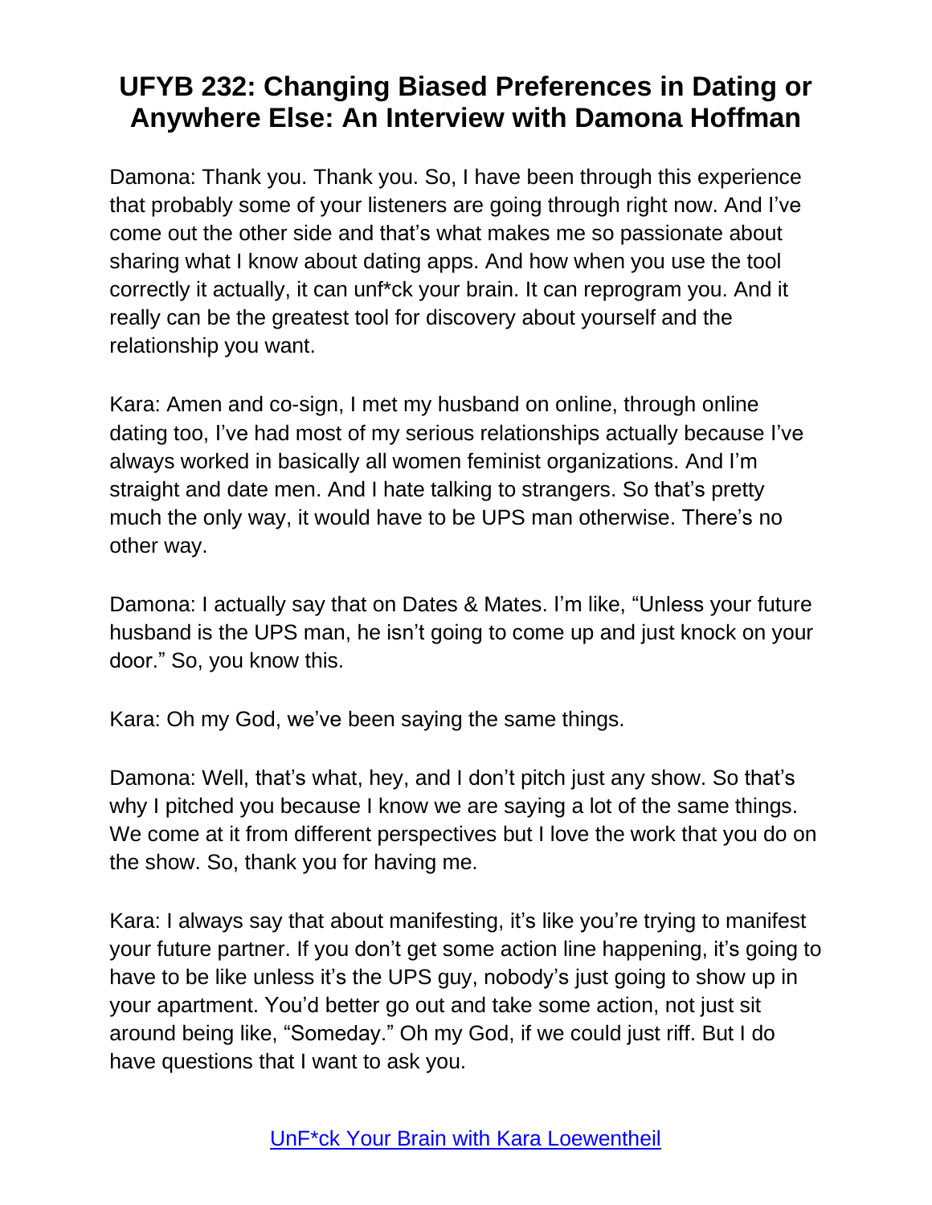Damona: Thank you. Thank you. So, I have been through this experience that probably some of your listeners are going through right now. And I've come out the other side and that's what makes me so passionate about sharing what I know about dating apps. And how when you use the tool correctly it actually, it can unf*ck your brain. It can reprogram you. And it really can be the greatest tool for discovery about yourself and the relationship you want.

Kara: Amen and co-sign, I met my husband on online, through online dating too, I've had most of my serious relationships actually because I've always worked in basically all women feminist organizations. And I'm straight and date men. And I hate talking to strangers. So that's pretty much the only way, it would have to be UPS man otherwise. There's no other way.

Damona: I actually say that on Dates & Mates. I'm like, "Unless your future husband is the UPS man, he isn't going to come up and just knock on your door." So, you know this.

Kara: Oh my God, we've been saying the same things.

Damona: Well, that's what, hey, and I don't pitch just any show. So that's why I pitched you because I know we are saying a lot of the same things. We come at it from different perspectives but I love the work that you do on the show. So, thank you for having me.

Kara: I always say that about manifesting, it's like you're trying to manifest your future partner. If you don't get some action line happening, it's going to have to be like unless it's the UPS guy, nobody's just going to show up in your apartment. You'd better go out and take some action, not just sit around being like, "Someday." Oh my God, if we could just riff. But I do have questions that I want to ask you.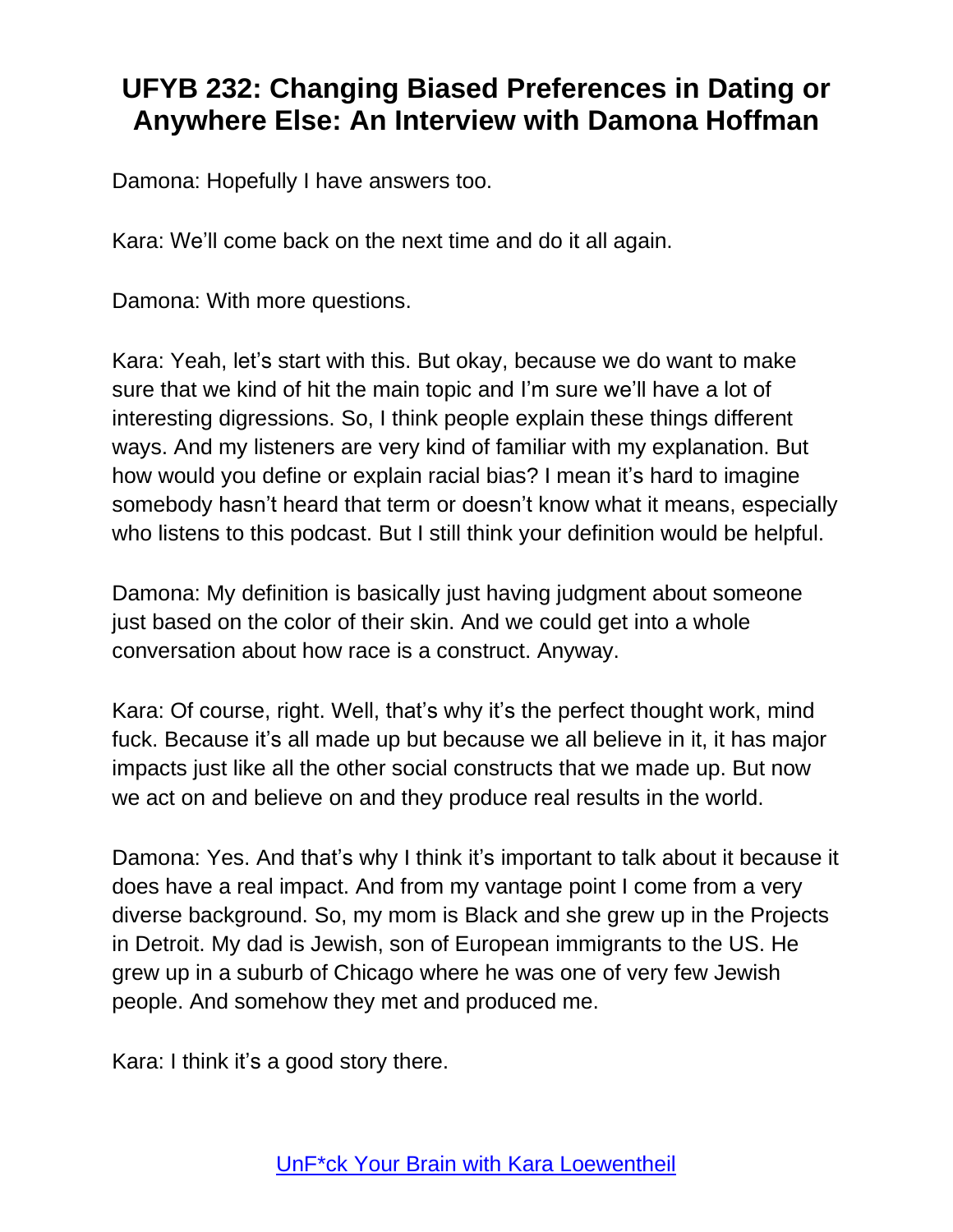Damona: Hopefully I have answers too.

Kara: We'll come back on the next time and do it all again.

Damona: With more questions.

Kara: Yeah, let's start with this. But okay, because we do want to make sure that we kind of hit the main topic and I'm sure we'll have a lot of interesting digressions. So, I think people explain these things different ways. And my listeners are very kind of familiar with my explanation. But how would you define or explain racial bias? I mean it's hard to imagine somebody hasn't heard that term or doesn't know what it means, especially who listens to this podcast. But I still think your definition would be helpful.

Damona: My definition is basically just having judgment about someone just based on the color of their skin. And we could get into a whole conversation about how race is a construct. Anyway.

Kara: Of course, right. Well, that's why it's the perfect thought work, mind fuck. Because it's all made up but because we all believe in it, it has major impacts just like all the other social constructs that we made up. But now we act on and believe on and they produce real results in the world.

Damona: Yes. And that's why I think it's important to talk about it because it does have a real impact. And from my vantage point I come from a very diverse background. So, my mom is Black and she grew up in the Projects in Detroit. My dad is Jewish, son of European immigrants to the US. He grew up in a suburb of Chicago where he was one of very few Jewish people. And somehow they met and produced me.

Kara: I think it's a good story there.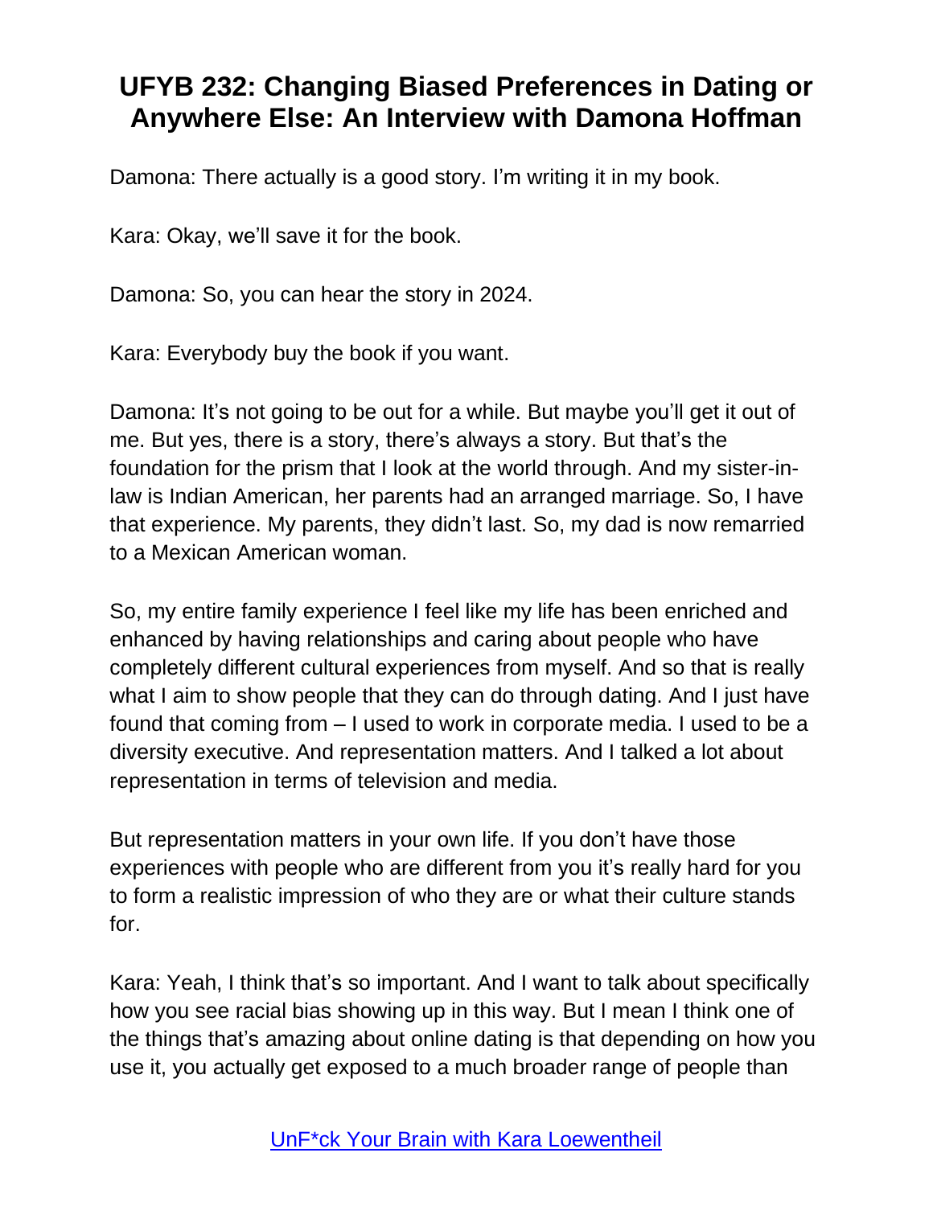# UFYB 232: Changing Biased Preferences in Dating or Anywhere Else: An Interview with Damona Hoffman

Damona: There actually is a good story. I'm writing it in my book.

Kara: Okay, we'll save it for the book.

Damona: So, you can hear the story in 2024.

Kara: Everybody buy the book if you want.

Damona: It's not going to be out for a while. But maybe you'll get it out of me. But yes, there is a story, there's always a story. But that's the foundation for the prism that I look at the world through. And my sister-in-law is Indian American, her parents had an arranged marriage. So, I have that experience. My parents, they didn't last. So, my dad is now remarried to a Mexican American woman.

So, my entire family experience I feel like my life has been enriched and enhanced by having relationships and caring about people who have completely different cultural experiences from myself. And so that is really what I aim to show people that they can do through dating. And I just have found that coming from – I used to work in corporate media. I used to be a diversity executive. And representation matters. And I talked a lot about representation in terms of television and media.

But representation matters in your own life. If you don't have those experiences with people who are different from you it's really hard for you to form a realistic impression of who they are or what their culture stands for.

Kara: Yeah, I think that's so important. And I want to talk about specifically how you see racial bias showing up in this way. But I mean I think one of the things that's amazing about online dating is that depending on how you use it, you actually get exposed to a much broader range of people than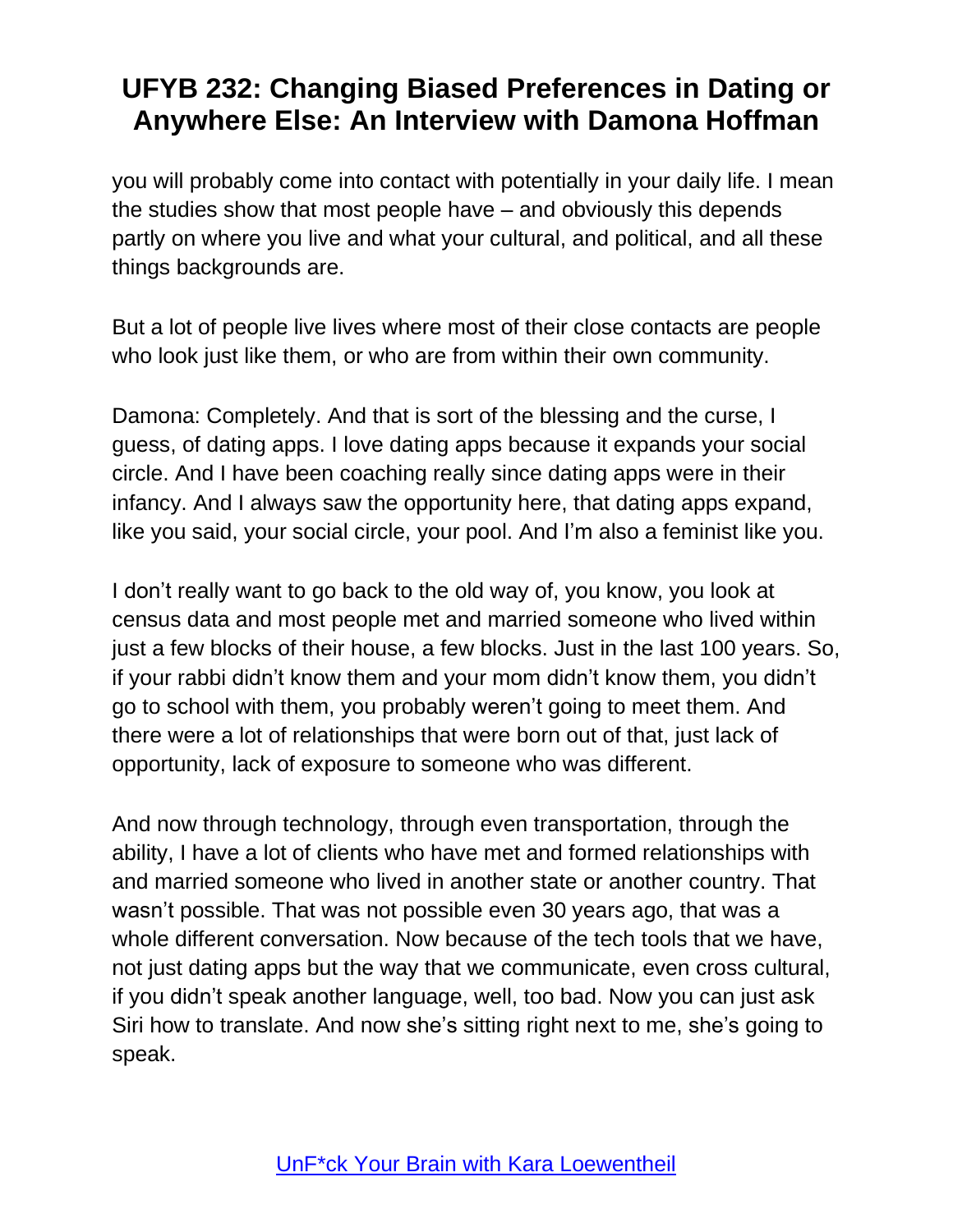you will probably come into contact with potentially in your daily life. I mean the studies show that most people have – and obviously this depends partly on where you live and what your cultural, and political, and all these things backgrounds are.

But a lot of people live lives where most of their close contacts are people who look just like them, or who are from within their own community.

Damona: Completely. And that is sort of the blessing and the curse, I guess, of dating apps. I love dating apps because it expands your social circle. And I have been coaching really since dating apps were in their infancy. And I always saw the opportunity here, that dating apps expand, like you said, your social circle, your pool. And I'm also a feminist like you.

I don't really want to go back to the old way of, you know, you look at census data and most people met and married someone who lived within just a few blocks of their house, a few blocks. Just in the last 100 years. So, if your rabbi didn't know them and your mom didn't know them, you didn't go to school with them, you probably weren't going to meet them. And there were a lot of relationships that were born out of that, just lack of opportunity, lack of exposure to someone who was different.

And now through technology, through even transportation, through the ability, I have a lot of clients who have met and formed relationships with and married someone who lived in another state or another country. That wasn't possible. That was not possible even 30 years ago, that was a whole different conversation. Now because of the tech tools that we have, not just dating apps but the way that we communicate, even cross cultural, if you didn't speak another language, well, too bad. Now you can just ask Siri how to translate. And now she's sitting right next to me, she's going to speak.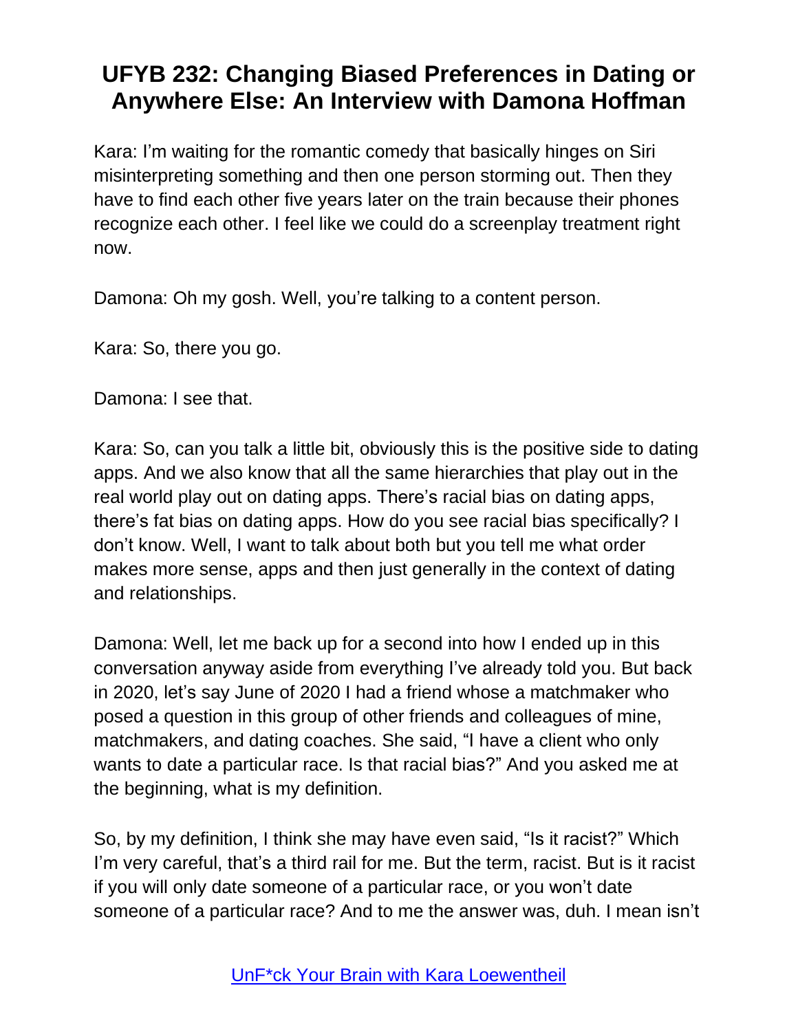# UFYB 232: Changing Biased Preferences in Dating or Anywhere Else: An Interview with Damona Hoffman

Kara: I'm waiting for the romantic comedy that basically hinges on Siri misinterpreting something and then one person storming out. Then they have to find each other five years later on the train because their phones recognize each other. I feel like we could do a screenplay treatment right now.

Damona: Oh my gosh. Well, you're talking to a content person.

Kara: So, there you go.

Damona: I see that.

Kara: So, can you talk a little bit, obviously this is the positive side to dating apps. And we also know that all the same hierarchies that play out in the real world play out on dating apps. There's racial bias on dating apps, there's fat bias on dating apps. How do you see racial bias specifically? I don't know. Well, I want to talk about both but you tell me what order makes more sense, apps and then just generally in the context of dating and relationships.

Damona: Well, let me back up for a second into how I ended up in this conversation anyway aside from everything I've already told you. But back in 2020, let's say June of 2020 I had a friend whose a matchmaker who posed a question in this group of other friends and colleagues of mine, matchmakers, and dating coaches. She said, "I have a client who only wants to date a particular race. Is that racial bias?" And you asked me at the beginning, what is my definition.

So, by my definition, I think she may have even said, "Is it racist?" Which I'm very careful, that's a third rail for me. But the term, racist. But is it racist if you will only date someone of a particular race, or you won't date someone of a particular race? And to me the answer was, duh. I mean isn't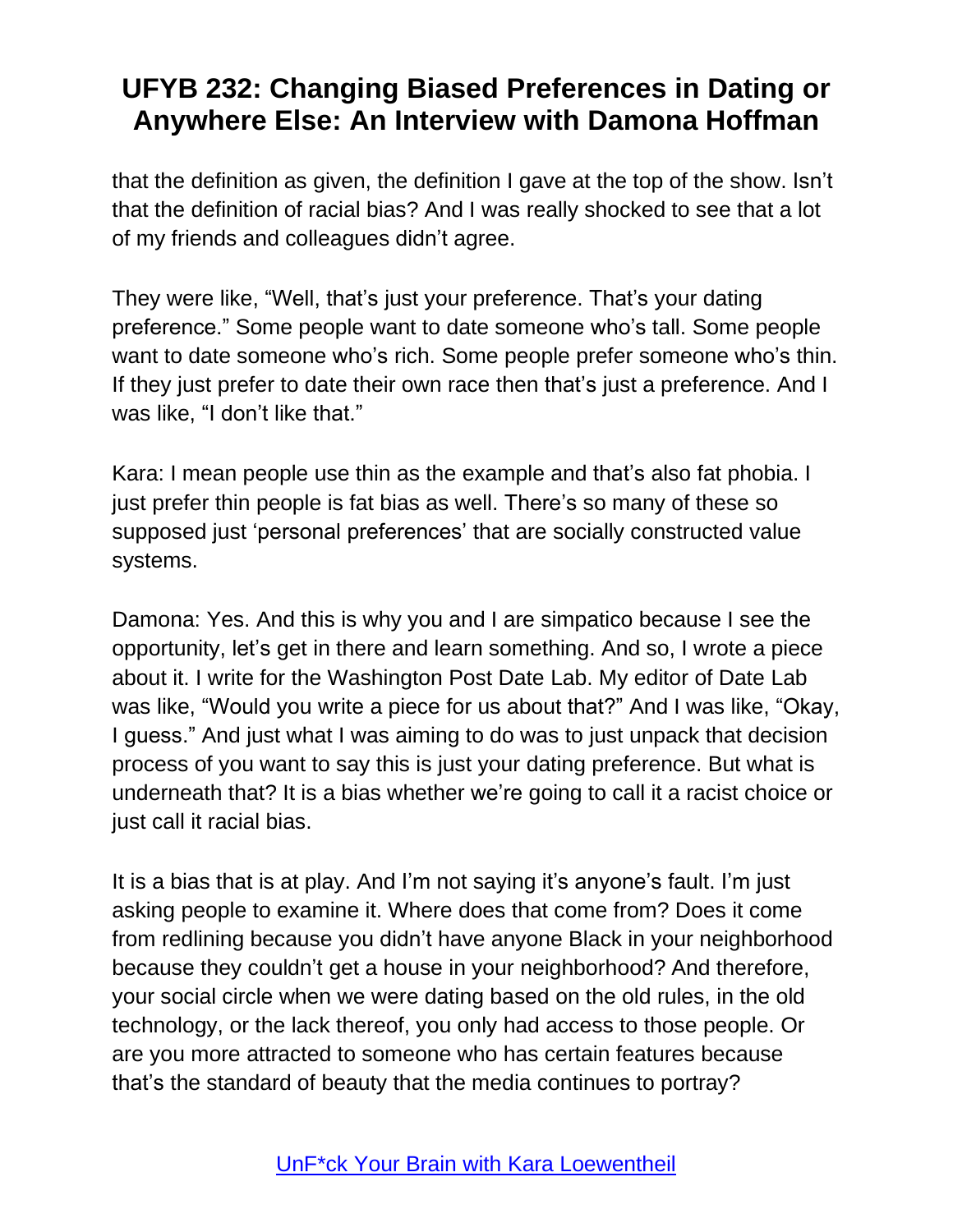that the definition as given, the definition I gave at the top of the show. Isn't that the definition of racial bias? And I was really shocked to see that a lot of my friends and colleagues didn't agree.

They were like, "Well, that's just your preference. That's your dating preference." Some people want to date someone who's tall. Some people want to date someone who's rich. Some people prefer someone who's thin. If they just prefer to date their own race then that's just a preference. And I was like, "I don't like that."

Kara: I mean people use thin as the example and that's also fat phobia. I just prefer thin people is fat bias as well. There's so many of these so supposed just 'personal preferences' that are socially constructed value systems.

Damona: Yes. And this is why you and I are simpatico because I see the opportunity, let's get in there and learn something. And so, I wrote a piece about it. I write for the Washington Post Date Lab. My editor of Date Lab was like, "Would you write a piece for us about that?" And I was like, "Okay, I guess." And just what I was aiming to do was to just unpack that decision process of you want to say this is just your dating preference. But what is underneath that? It is a bias whether we're going to call it a racist choice or just call it racial bias.

It is a bias that is at play. And I'm not saying it's anyone's fault. I'm just asking people to examine it. Where does that come from? Does it come from redlining because you didn't have anyone Black in your neighborhood because they couldn't get a house in your neighborhood? And therefore, your social circle when we were dating based on the old rules, in the old technology, or the lack thereof, you only had access to those people. Or are you more attracted to someone who has certain features because that's the standard of beauty that the media continues to portray?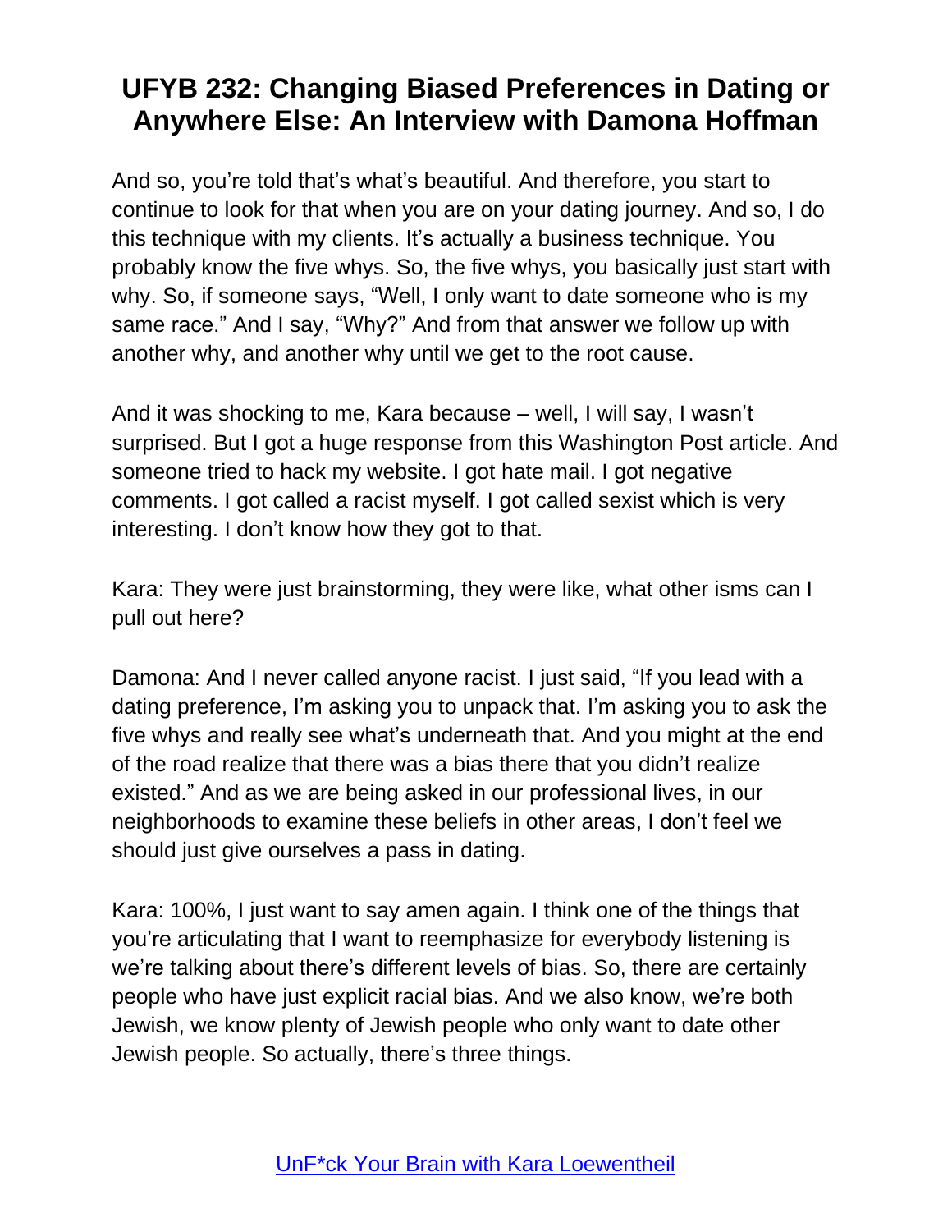And so, you're told that's what's beautiful. And therefore, you start to continue to look for that when you are on your dating journey. And so, I do this technique with my clients. It's actually a business technique. You probably know the five whys. So, the five whys, you basically just start with why. So, if someone says, "Well, I only want to date someone who is my same race." And I say, "Why?" And from that answer we follow up with another why, and another why until we get to the root cause.

And it was shocking to me, Kara because – well, I will say, I wasn't surprised. But I got a huge response from this Washington Post article. And someone tried to hack my website. I got hate mail. I got negative comments. I got called a racist myself. I got called sexist which is very interesting. I don't know how they got to that.

Kara: They were just brainstorming, they were like, what other isms can I pull out here?

Damona: And I never called anyone racist. I just said, "If you lead with a dating preference, I'm asking you to unpack that. I'm asking you to ask the five whys and really see what's underneath that. And you might at the end of the road realize that there was a bias there that you didn't realize existed." And as we are being asked in our professional lives, in our neighborhoods to examine these beliefs in other areas, I don't feel we should just give ourselves a pass in dating.

Kara: 100%, I just want to say amen again. I think one of the things that you're articulating that I want to reemphasize for everybody listening is we're talking about there's different levels of bias. So, there are certainly people who have just explicit racial bias. And we also know, we're both Jewish, we know plenty of Jewish people who only want to date other Jewish people. So actually, there's three things.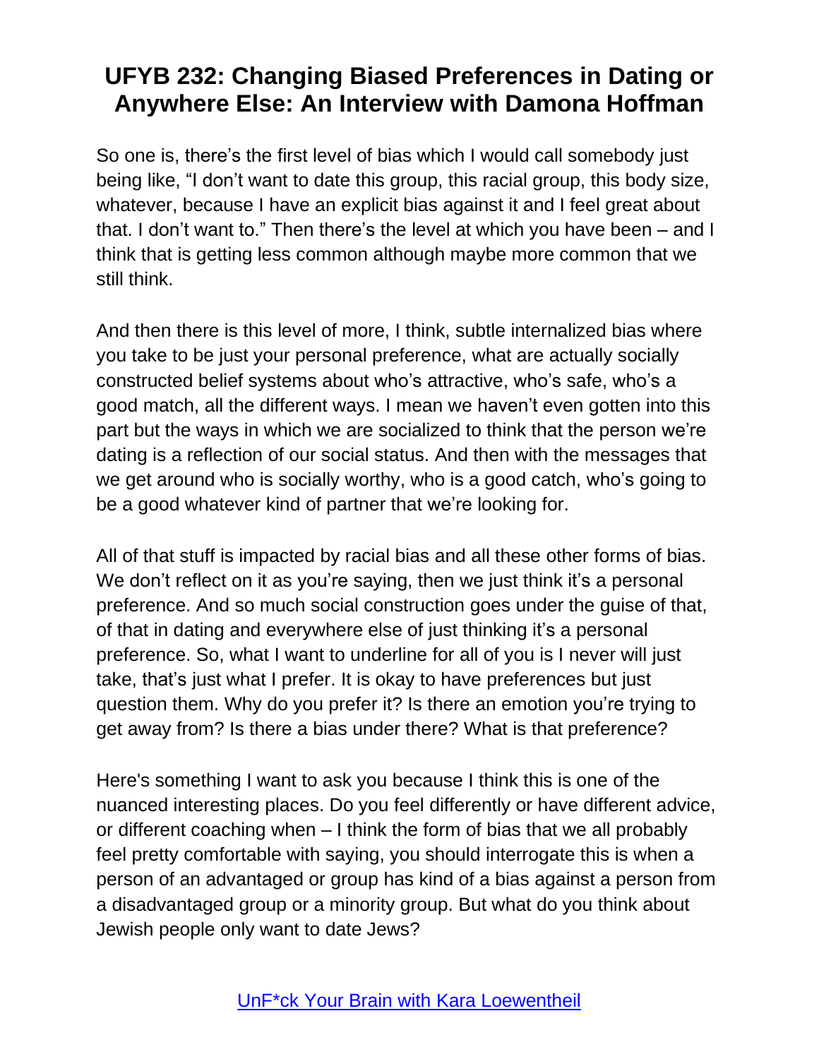# UFYB 232: Changing Biased Preferences in Dating or Anywhere Else: An Interview with Damona Hoffman

So one is, there's the first level of bias which I would call somebody just being like, "I don't want to date this group, this racial group, this body size, whatever, because I have an explicit bias against it and I feel great about that. I don't want to." Then there's the level at which you have been – and I think that is getting less common although maybe more common that we still think.

And then there is this level of more, I think, subtle internalized bias where you take to be just your personal preference, what are actually socially constructed belief systems about who's attractive, who's safe, who's a good match, all the different ways. I mean we haven't even gotten into this part but the ways in which we are socialized to think that the person we're dating is a reflection of our social status. And then with the messages that we get around who is socially worthy, who is a good catch, who's going to be a good whatever kind of partner that we're looking for.

All of that stuff is impacted by racial bias and all these other forms of bias. We don't reflect on it as you're saying, then we just think it's a personal preference. And so much social construction goes under the guise of that, of that in dating and everywhere else of just thinking it's a personal preference. So, what I want to underline for all of you is I never will just take, that's just what I prefer. It is okay to have preferences but just question them. Why do you prefer it? Is there an emotion you're trying to get away from? Is there a bias under there? What is that preference?

Here's something I want to ask you because I think this is one of the nuanced interesting places. Do you feel differently or have different advice, or different coaching when – I think the form of bias that we all probably feel pretty comfortable with saying, you should interrogate this is when a person of an advantaged or group has kind of a bias against a person from a disadvantaged group or a minority group. But what do you think about Jewish people only want to date Jews?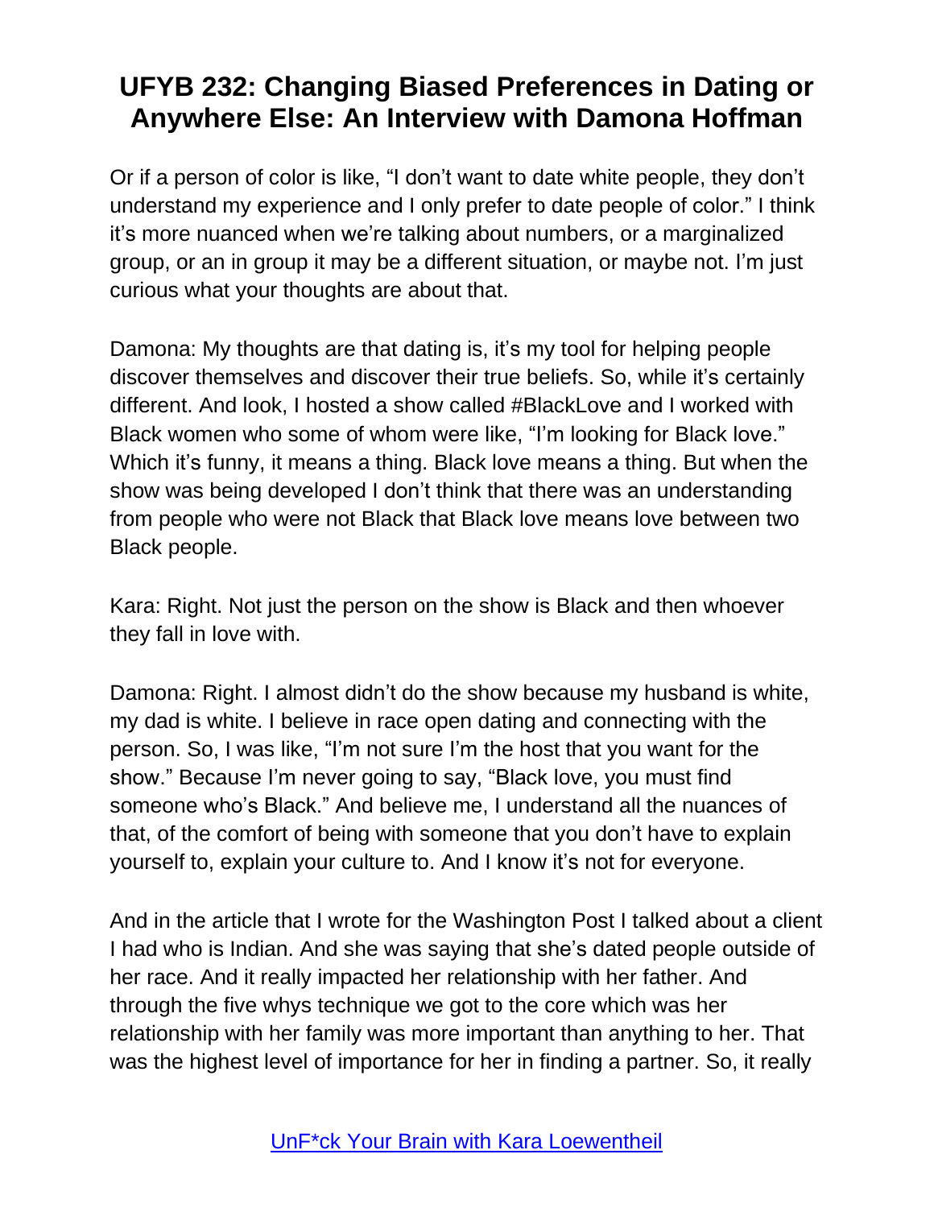Or if a person of color is like, "I don't want to date white people, they don't understand my experience and I only prefer to date people of color." I think it's more nuanced when we're talking about numbers, or a marginalized group, or an in group it may be a different situation, or maybe not. I'm just curious what your thoughts are about that.

Damona: My thoughts are that dating is, it's my tool for helping people discover themselves and discover their true beliefs. So, while it's certainly different. And look, I hosted a show called #BlackLove and I worked with Black women who some of whom were like, "I'm looking for Black love." Which it's funny, it means a thing. Black love means a thing. But when the show was being developed I don't think that there was an understanding from people who were not Black that Black love means love between two Black people.

Kara: Right. Not just the person on the show is Black and then whoever they fall in love with.

Damona: Right. I almost didn't do the show because my husband is white, my dad is white. I believe in race open dating and connecting with the person. So, I was like, "I'm not sure I'm the host that you want for the show." Because I'm never going to say, "Black love, you must find someone who's Black." And believe me, I understand all the nuances of that, of the comfort of being with someone that you don't have to explain yourself to, explain your culture to. And I know it's not for everyone.

And in the article that I wrote for the Washington Post I talked about a client I had who is Indian. And she was saying that she's dated people outside of her race. And it really impacted her relationship with her father. And through the five whys technique we got to the core which was her relationship with her family was more important than anything to her. That was the highest level of importance for her in finding a partner. So, it really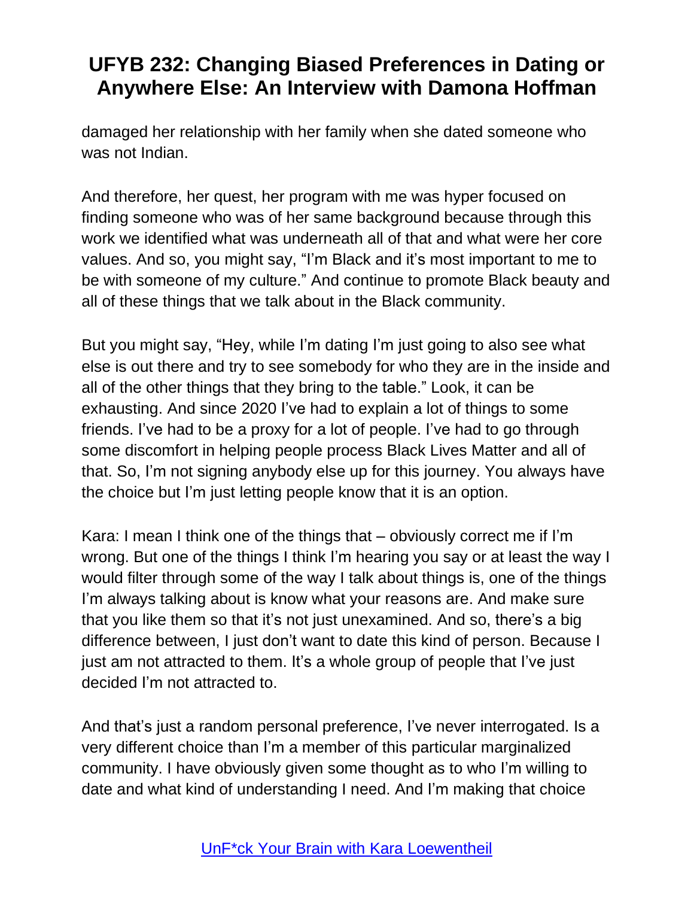damaged her relationship with her family when she dated someone who was not Indian.

And therefore, her quest, her program with me was hyper focused on finding someone who was of her same background because through this work we identified what was underneath all of that and what were her core values. And so, you might say, "I'm Black and it's most important to me to be with someone of my culture." And continue to promote Black beauty and all of these things that we talk about in the Black community.

But you might say, "Hey, while I'm dating I'm just going to also see what else is out there and try to see somebody for who they are in the inside and all of the other things that they bring to the table." Look, it can be exhausting. And since 2020 I've had to explain a lot of things to some friends. I've had to be a proxy for a lot of people. I've had to go through some discomfort in helping people process Black Lives Matter and all of that. So, I'm not signing anybody else up for this journey. You always have the choice but I'm just letting people know that it is an option.

Kara: I mean I think one of the things that – obviously correct me if I'm wrong. But one of the things I think I'm hearing you say or at least the way I would filter through some of the way I talk about things is, one of the things I'm always talking about is know what your reasons are. And make sure that you like them so that it's not just unexamined. And so, there's a big difference between, I just don't want to date this kind of person. Because I just am not attracted to them. It's a whole group of people that I've just decided I'm not attracted to.

And that's just a random personal preference, I've never interrogated. Is a very different choice than I'm a member of this particular marginalized community. I have obviously given some thought as to who I'm willing to date and what kind of understanding I need. And I'm making that choice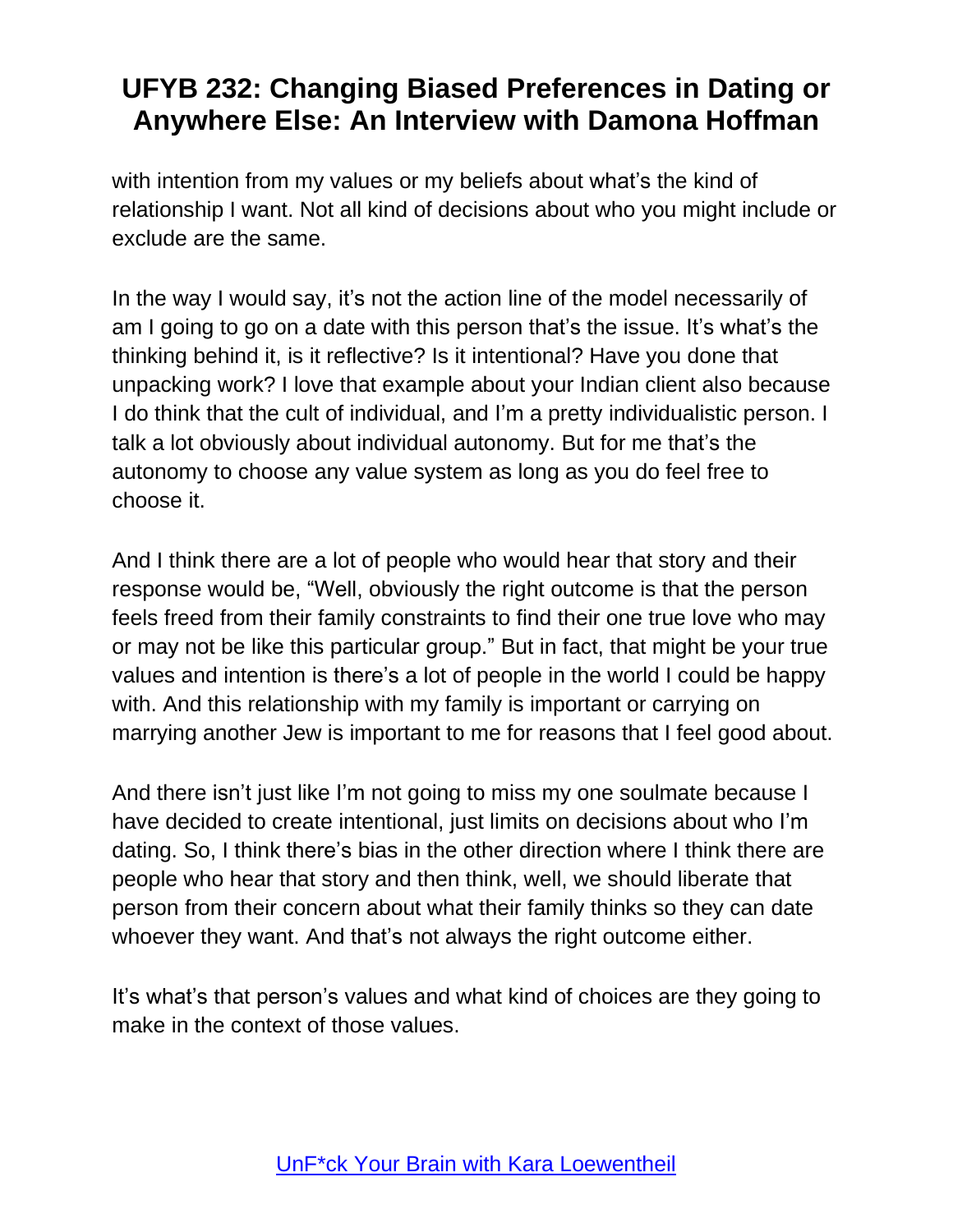with intention from my values or my beliefs about what's the kind of relationship I want. Not all kind of decisions about who you might include or exclude are the same.

In the way I would say, it's not the action line of the model necessarily of am I going to go on a date with this person that's the issue. It's what's the thinking behind it, is it reflective? Is it intentional? Have you done that unpacking work? I love that example about your Indian client also because I do think that the cult of individual, and I'm a pretty individualistic person. I talk a lot obviously about individual autonomy. But for me that's the autonomy to choose any value system as long as you do feel free to choose it.

And I think there are a lot of people who would hear that story and their response would be, "Well, obviously the right outcome is that the person feels freed from their family constraints to find their one true love who may or may not be like this particular group." But in fact, that might be your true values and intention is there's a lot of people in the world I could be happy with. And this relationship with my family is important or carrying on marrying another Jew is important to me for reasons that I feel good about.

And there isn't just like I'm not going to miss my one soulmate because I have decided to create intentional, just limits on decisions about who I'm dating. So, I think there's bias in the other direction where I think there are people who hear that story and then think, well, we should liberate that person from their concern about what their family thinks so they can date whoever they want. And that's not always the right outcome either.

It's what's that person's values and what kind of choices are they going to make in the context of those values.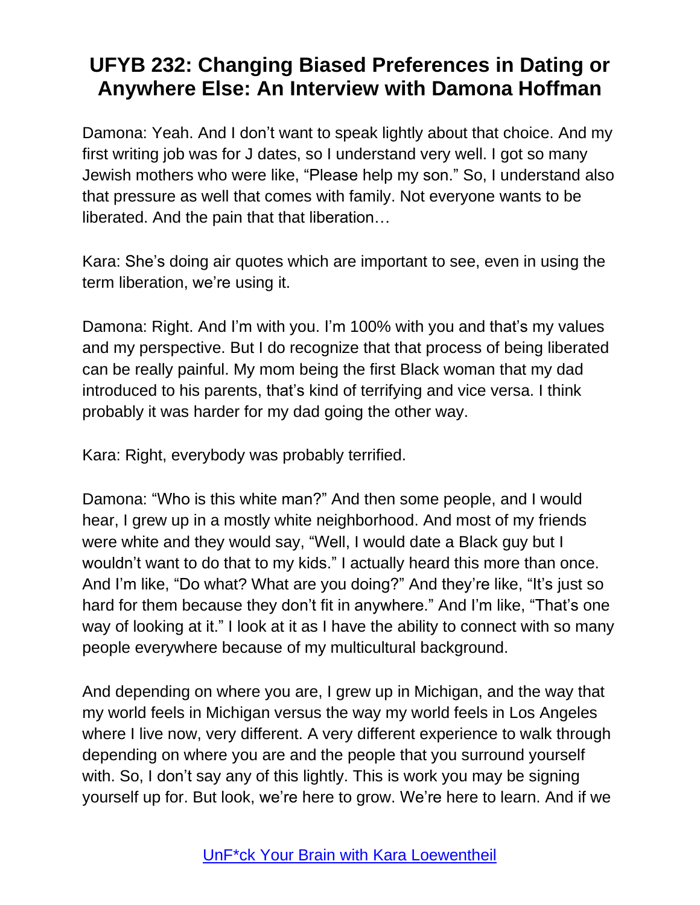Damona: Yeah. And I don't want to speak lightly about that choice. And my first writing job was for J dates, so I understand very well. I got so many Jewish mothers who were like, "Please help my son." So, I understand also that pressure as well that comes with family. Not everyone wants to be liberated. And the pain that that liberation…

Kara: She's doing air quotes which are important to see, even in using the term liberation, we're using it.

Damona: Right. And I'm with you. I'm 100% with you and that's my values and my perspective. But I do recognize that that process of being liberated can be really painful. My mom being the first Black woman that my dad introduced to his parents, that's kind of terrifying and vice versa. I think probably it was harder for my dad going the other way.

Kara: Right, everybody was probably terrified.

Damona: "Who is this white man?" And then some people, and I would hear, I grew up in a mostly white neighborhood. And most of my friends were white and they would say, "Well, I would date a Black guy but I wouldn't want to do that to my kids." I actually heard this more than once. And I'm like, "Do what? What are you doing?" And they're like, "It's just so hard for them because they don't fit in anywhere." And I'm like, "That's one way of looking at it." I look at it as I have the ability to connect with so many people everywhere because of my multicultural background.

And depending on where you are, I grew up in Michigan, and the way that my world feels in Michigan versus the way my world feels in Los Angeles where I live now, very different. A very different experience to walk through depending on where you are and the people that you surround yourself with. So, I don't say any of this lightly. This is work you may be signing yourself up for. But look, we're here to grow. We're here to learn. And if we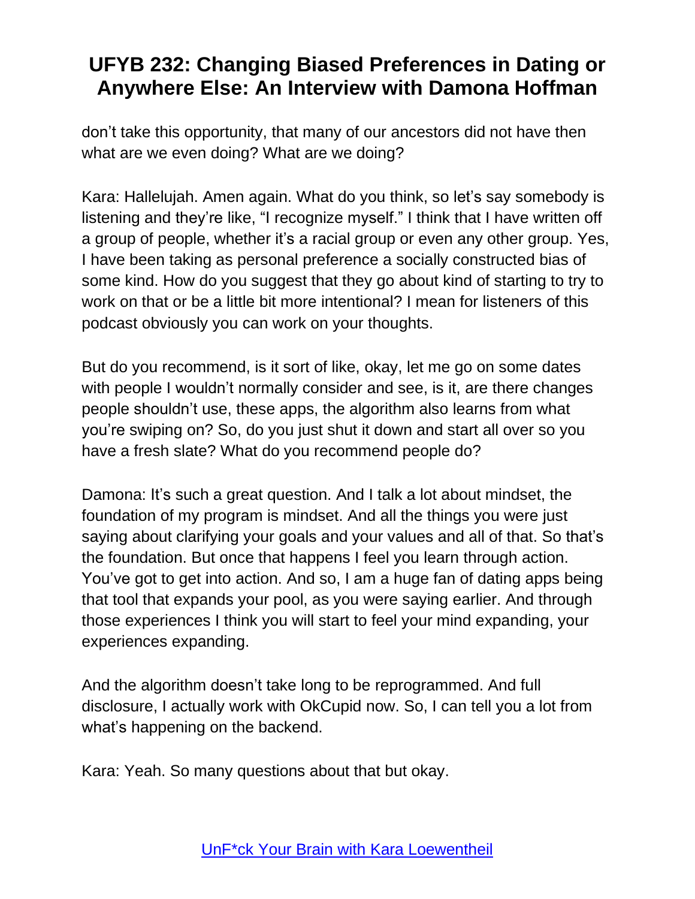don't take this opportunity, that many of our ancestors did not have then what are we even doing? What are we doing?

Kara: Hallelujah. Amen again. What do you think, so let's say somebody is listening and they're like, "I recognize myself." I think that I have written off a group of people, whether it's a racial group or even any other group. Yes, I have been taking as personal preference a socially constructed bias of some kind. How do you suggest that they go about kind of starting to try to work on that or be a little bit more intentional? I mean for listeners of this podcast obviously you can work on your thoughts.

But do you recommend, is it sort of like, okay, let me go on some dates with people I wouldn't normally consider and see, is it, are there changes people shouldn't use, these apps, the algorithm also learns from what you're swiping on? So, do you just shut it down and start all over so you have a fresh slate? What do you recommend people do?

Damona: It's such a great question. And I talk a lot about mindset, the foundation of my program is mindset. And all the things you were just saying about clarifying your goals and your values and all of that. So that's the foundation. But once that happens I feel you learn through action. You've got to get into action. And so, I am a huge fan of dating apps being that tool that expands your pool, as you were saying earlier. And through those experiences I think you will start to feel your mind expanding, your experiences expanding.

And the algorithm doesn't take long to be reprogrammed. And full disclosure, I actually work with OkCupid now. So, I can tell you a lot from what's happening on the backend.

Kara: Yeah. So many questions about that but okay.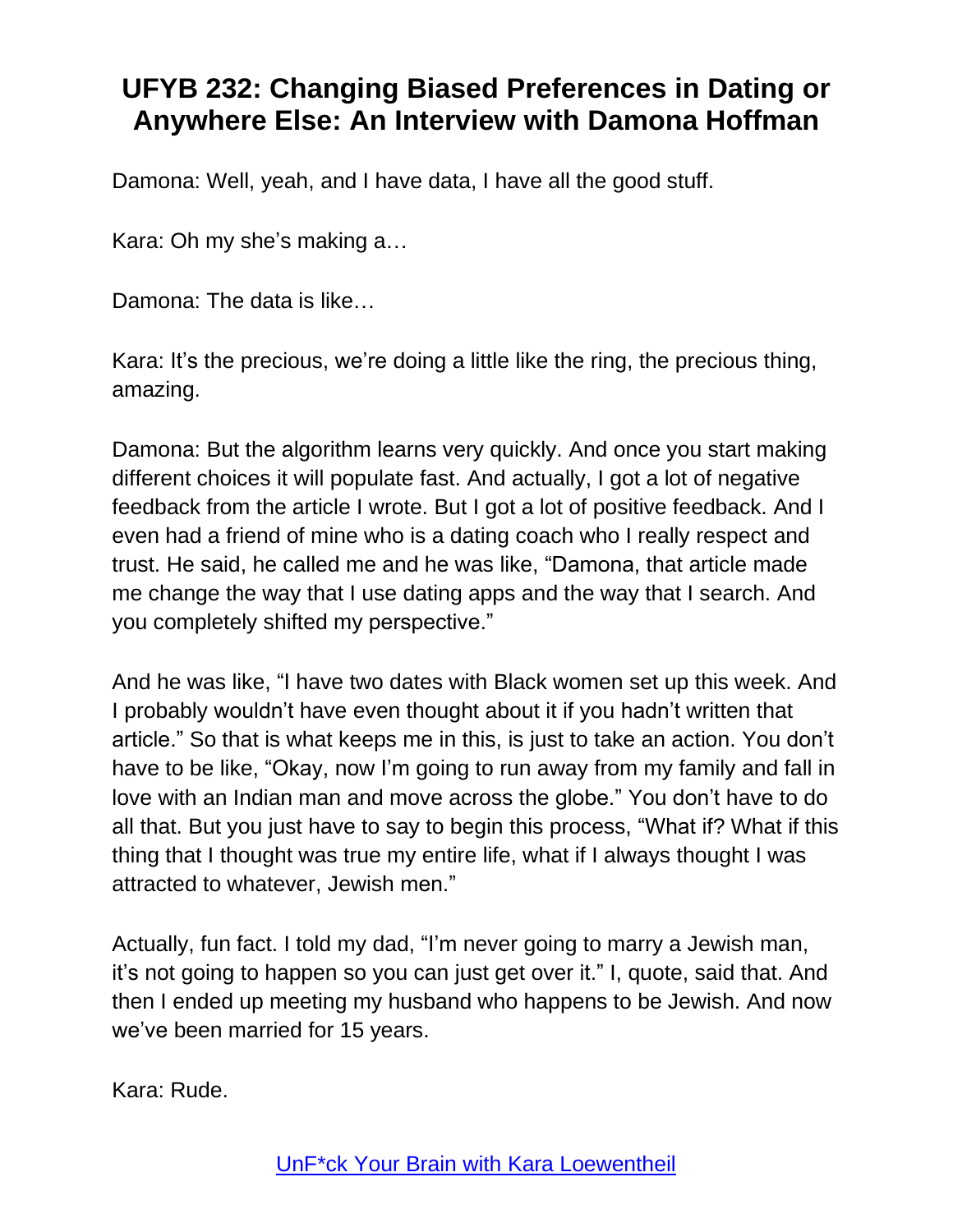Damona: Well, yeah, and I have data, I have all the good stuff.

Kara: Oh my she's making a…

Damona: The data is like…

Kara: It's the precious, we're doing a little like the ring, the precious thing, amazing.

Damona: But the algorithm learns very quickly. And once you start making different choices it will populate fast. And actually, I got a lot of negative feedback from the article I wrote. But I got a lot of positive feedback. And I even had a friend of mine who is a dating coach who I really respect and trust. He said, he called me and he was like, "Damona, that article made me change the way that I use dating apps and the way that I search. And you completely shifted my perspective."

And he was like, "I have two dates with Black women set up this week. And I probably wouldn't have even thought about it if you hadn't written that article." So that is what keeps me in this, is just to take an action. You don't have to be like, "Okay, now I'm going to run away from my family and fall in love with an Indian man and move across the globe." You don't have to do all that. But you just have to say to begin this process, "What if? What if this thing that I thought was true my entire life, what if I always thought I was attracted to whatever, Jewish men."

Actually, fun fact. I told my dad, "I'm never going to marry a Jewish man, it's not going to happen so you can just get over it." I, quote, said that. And then I ended up meeting my husband who happens to be Jewish. And now we've been married for 15 years.

Kara: Rude.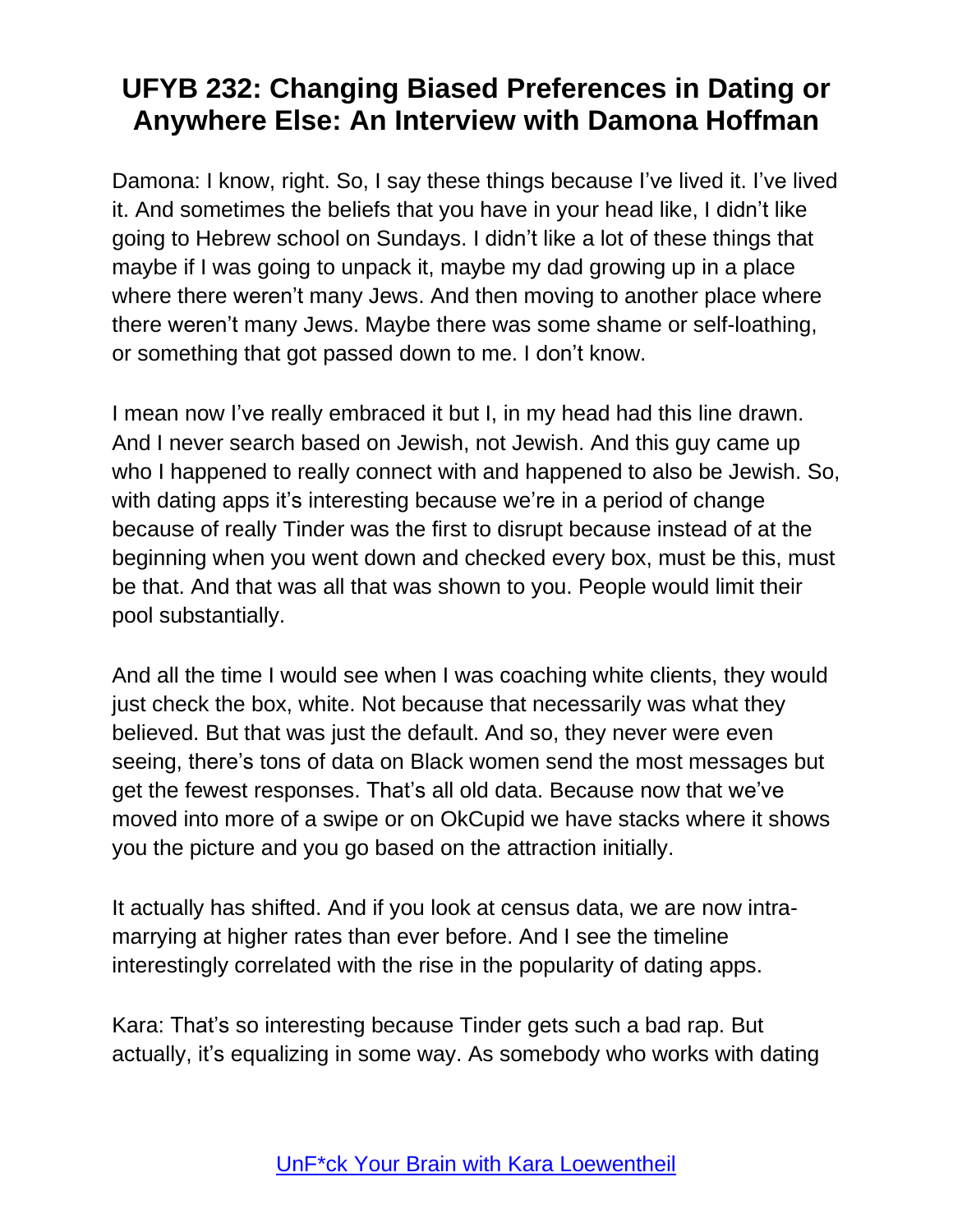Damona: I know, right. So, I say these things because I've lived it. I've lived it. And sometimes the beliefs that you have in your head like, I didn't like going to Hebrew school on Sundays. I didn't like a lot of these things that maybe if I was going to unpack it, maybe my dad growing up in a place where there weren't many Jews. And then moving to another place where there weren't many Jews. Maybe there was some shame or self-loathing, or something that got passed down to me. I don't know.

I mean now I've really embraced it but I, in my head had this line drawn. And I never search based on Jewish, not Jewish. And this guy came up who I happened to really connect with and happened to also be Jewish. So, with dating apps it's interesting because we're in a period of change because of really Tinder was the first to disrupt because instead of at the beginning when you went down and checked every box, must be this, must be that. And that was all that was shown to you. People would limit their pool substantially.

And all the time I would see when I was coaching white clients, they would just check the box, white. Not because that necessarily was what they believed. But that was just the default. And so, they never were even seeing, there's tons of data on Black women send the most messages but get the fewest responses. That's all old data. Because now that we've moved into more of a swipe or on OkCupid we have stacks where it shows you the picture and you go based on the attraction initially.

It actually has shifted. And if you look at census data, we are now intra-marrying at higher rates than ever before. And I see the timeline interestingly correlated with the rise in the popularity of dating apps.

Kara: That's so interesting because Tinder gets such a bad rap. But actually, it's equalizing in some way. As somebody who works with dating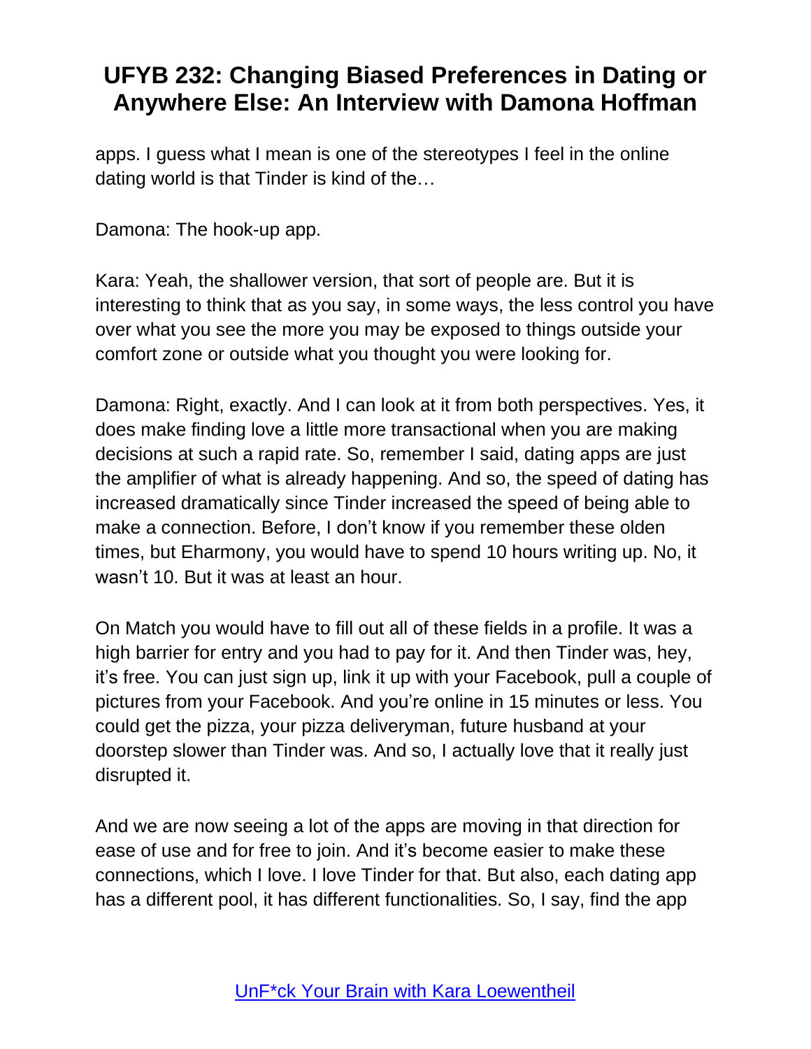apps. I guess what I mean is one of the stereotypes I feel in the online dating world is that Tinder is kind of the…

Damona: The hook-up app.

Kara: Yeah, the shallower version, that sort of people are. But it is interesting to think that as you say, in some ways, the less control you have over what you see the more you may be exposed to things outside your comfort zone or outside what you thought you were looking for.

Damona: Right, exactly. And I can look at it from both perspectives. Yes, it does make finding love a little more transactional when you are making decisions at such a rapid rate. So, remember I said, dating apps are just the amplifier of what is already happening. And so, the speed of dating has increased dramatically since Tinder increased the speed of being able to make a connection. Before, I don't know if you remember these olden times, but Eharmony, you would have to spend 10 hours writing up. No, it wasn't 10. But it was at least an hour.

On Match you would have to fill out all of these fields in a profile. It was a high barrier for entry and you had to pay for it. And then Tinder was, hey, it's free. You can just sign up, link it up with your Facebook, pull a couple of pictures from your Facebook. And you're online in 15 minutes or less. You could get the pizza, your pizza deliveryman, future husband at your doorstep slower than Tinder was. And so, I actually love that it really just disrupted it.

And we are now seeing a lot of the apps are moving in that direction for ease of use and for free to join. And it's become easier to make these connections, which I love. I love Tinder for that. But also, each dating app has a different pool, it has different functionalities. So, I say, find the app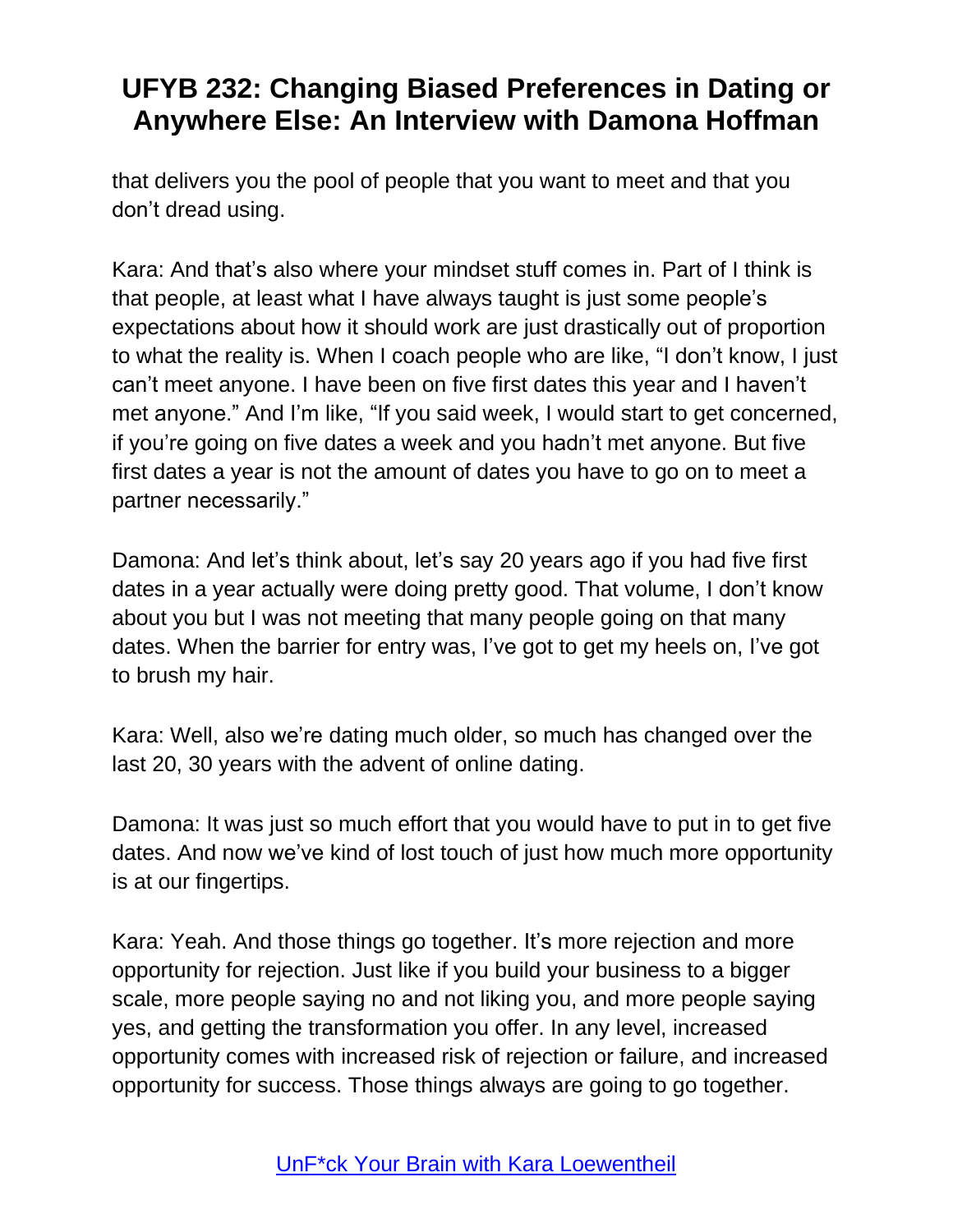that delivers you the pool of people that you want to meet and that you don't dread using.

Kara: And that's also where your mindset stuff comes in. Part of I think is that people, at least what I have always taught is just some people's expectations about how it should work are just drastically out of proportion to what the reality is. When I coach people who are like, "I don't know, I just can't meet anyone. I have been on five first dates this year and I haven't met anyone." And I'm like, "If you said week, I would start to get concerned, if you're going on five dates a week and you hadn't met anyone. But five first dates a year is not the amount of dates you have to go on to meet a partner necessarily."

Damona: And let's think about, let's say 20 years ago if you had five first dates in a year actually were doing pretty good. That volume, I don't know about you but I was not meeting that many people going on that many dates. When the barrier for entry was, I've got to get my heels on, I've got to brush my hair.

Kara: Well, also we're dating much older, so much has changed over the last 20, 30 years with the advent of online dating.

Damona: It was just so much effort that you would have to put in to get five dates. And now we've kind of lost touch of just how much more opportunity is at our fingertips.

Kara: Yeah. And those things go together. It's more rejection and more opportunity for rejection. Just like if you build your business to a bigger scale, more people saying no and not liking you, and more people saying yes, and getting the transformation you offer. In any level, increased opportunity comes with increased risk of rejection or failure, and increased opportunity for success. Those things always are going to go together.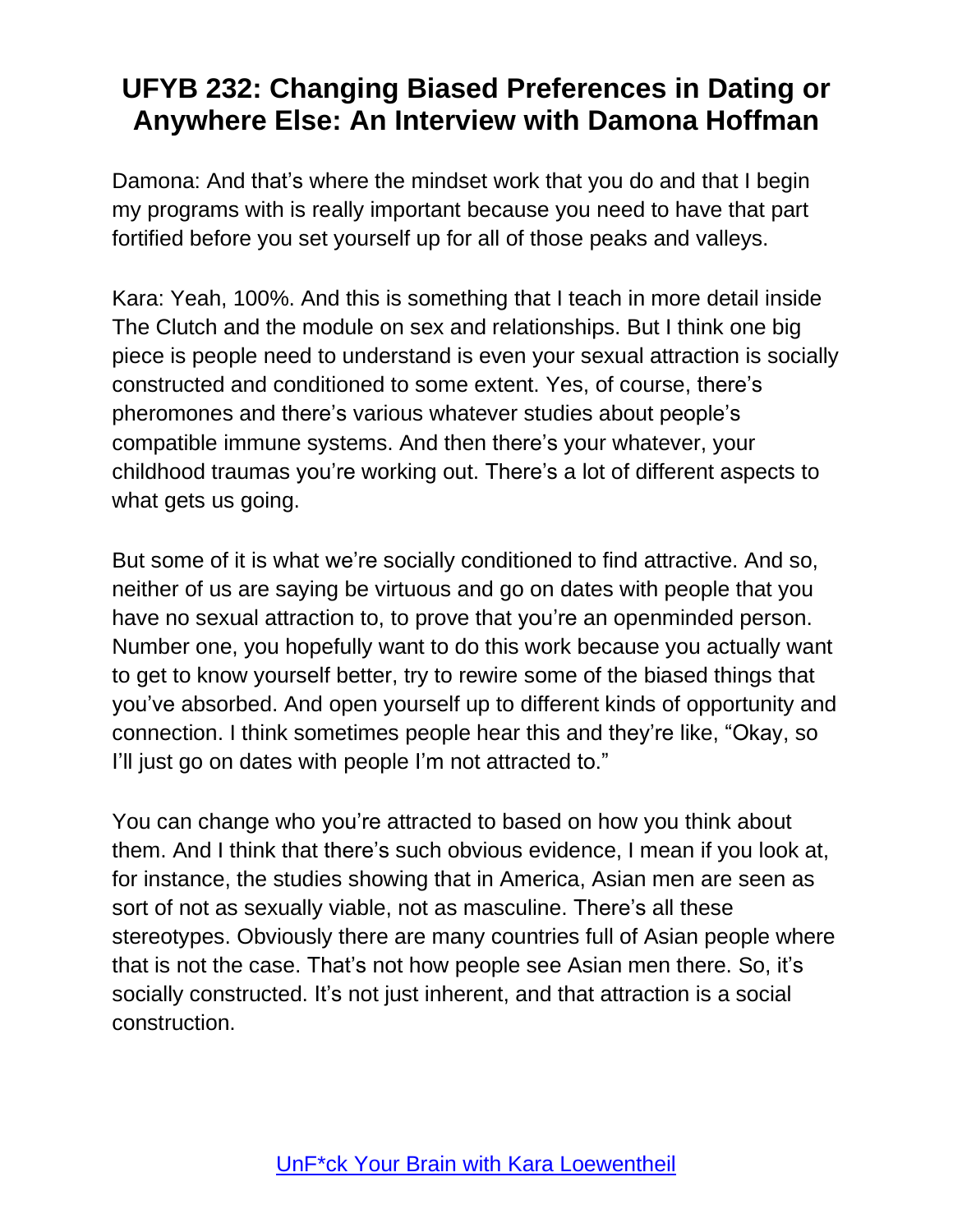Damona: And that's where the mindset work that you do and that I begin my programs with is really important because you need to have that part fortified before you set yourself up for all of those peaks and valleys.

Kara: Yeah, 100%. And this is something that I teach in more detail inside The Clutch and the module on sex and relationships. But I think one big piece is people need to understand is even your sexual attraction is socially constructed and conditioned to some extent. Yes, of course, there's pheromones and there's various whatever studies about people's compatible immune systems. And then there's your whatever, your childhood traumas you're working out. There's a lot of different aspects to what gets us going.

But some of it is what we're socially conditioned to find attractive. And so, neither of us are saying be virtuous and go on dates with people that you have no sexual attraction to, to prove that you're an openminded person. Number one, you hopefully want to do this work because you actually want to get to know yourself better, try to rewire some of the biased things that you've absorbed. And open yourself up to different kinds of opportunity and connection. I think sometimes people hear this and they're like, "Okay, so I'll just go on dates with people I'm not attracted to."

You can change who you're attracted to based on how you think about them. And I think that there's such obvious evidence, I mean if you look at, for instance, the studies showing that in America, Asian men are seen as sort of not as sexually viable, not as masculine. There's all these stereotypes. Obviously there are many countries full of Asian people where that is not the case. That's not how people see Asian men there. So, it's socially constructed. It's not just inherent, and that attraction is a social construction.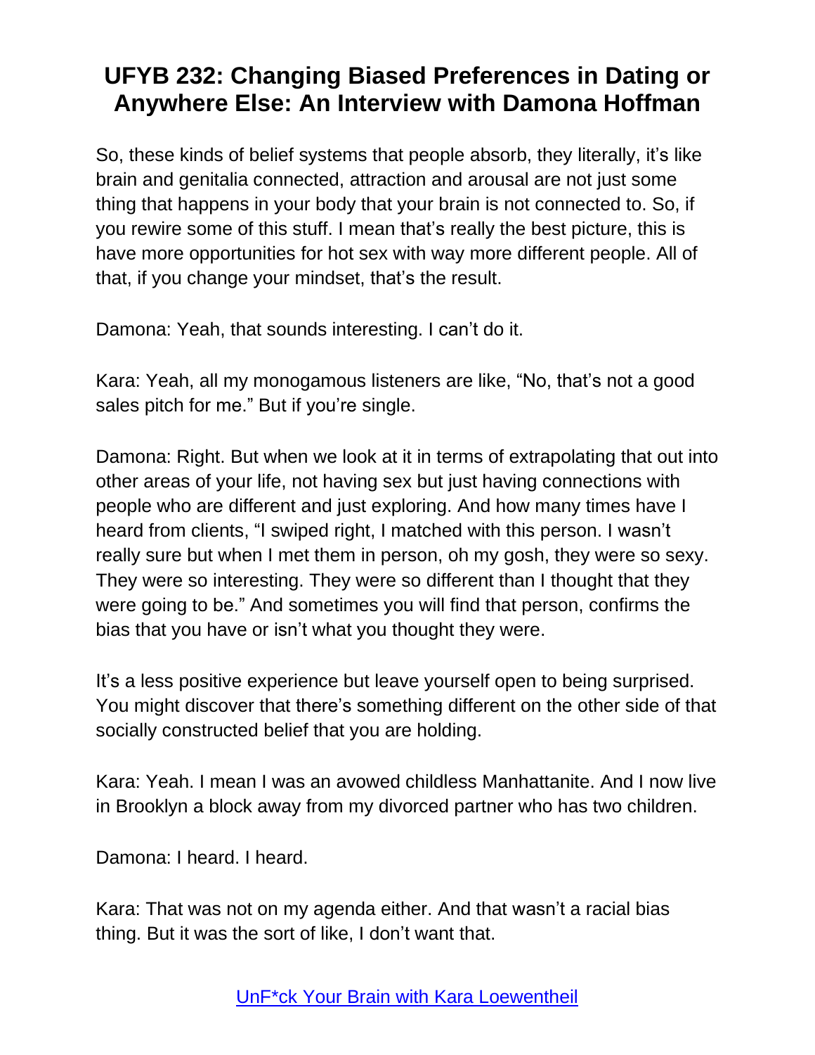So, these kinds of belief systems that people absorb, they literally, it's like brain and genitalia connected, attraction and arousal are not just some thing that happens in your body that your brain is not connected to. So, if you rewire some of this stuff. I mean that's really the best picture, this is have more opportunities for hot sex with way more different people. All of that, if you change your mindset, that's the result.

Damona: Yeah, that sounds interesting. I can't do it.

Kara: Yeah, all my monogamous listeners are like, "No, that's not a good sales pitch for me." But if you're single.

Damona: Right. But when we look at it in terms of extrapolating that out into other areas of your life, not having sex but just having connections with people who are different and just exploring. And how many times have I heard from clients, "I swiped right, I matched with this person. I wasn't really sure but when I met them in person, oh my gosh, they were so sexy. They were so interesting. They were so different than I thought that they were going to be." And sometimes you will find that person, confirms the bias that you have or isn't what you thought they were.

It's a less positive experience but leave yourself open to being surprised. You might discover that there's something different on the other side of that socially constructed belief that you are holding.

Kara: Yeah. I mean I was an avowed childless Manhattanite. And I now live in Brooklyn a block away from my divorced partner who has two children.

Damona: I heard. I heard.

Kara: That was not on my agenda either. And that wasn't a racial bias thing. But it was the sort of like, I don't want that.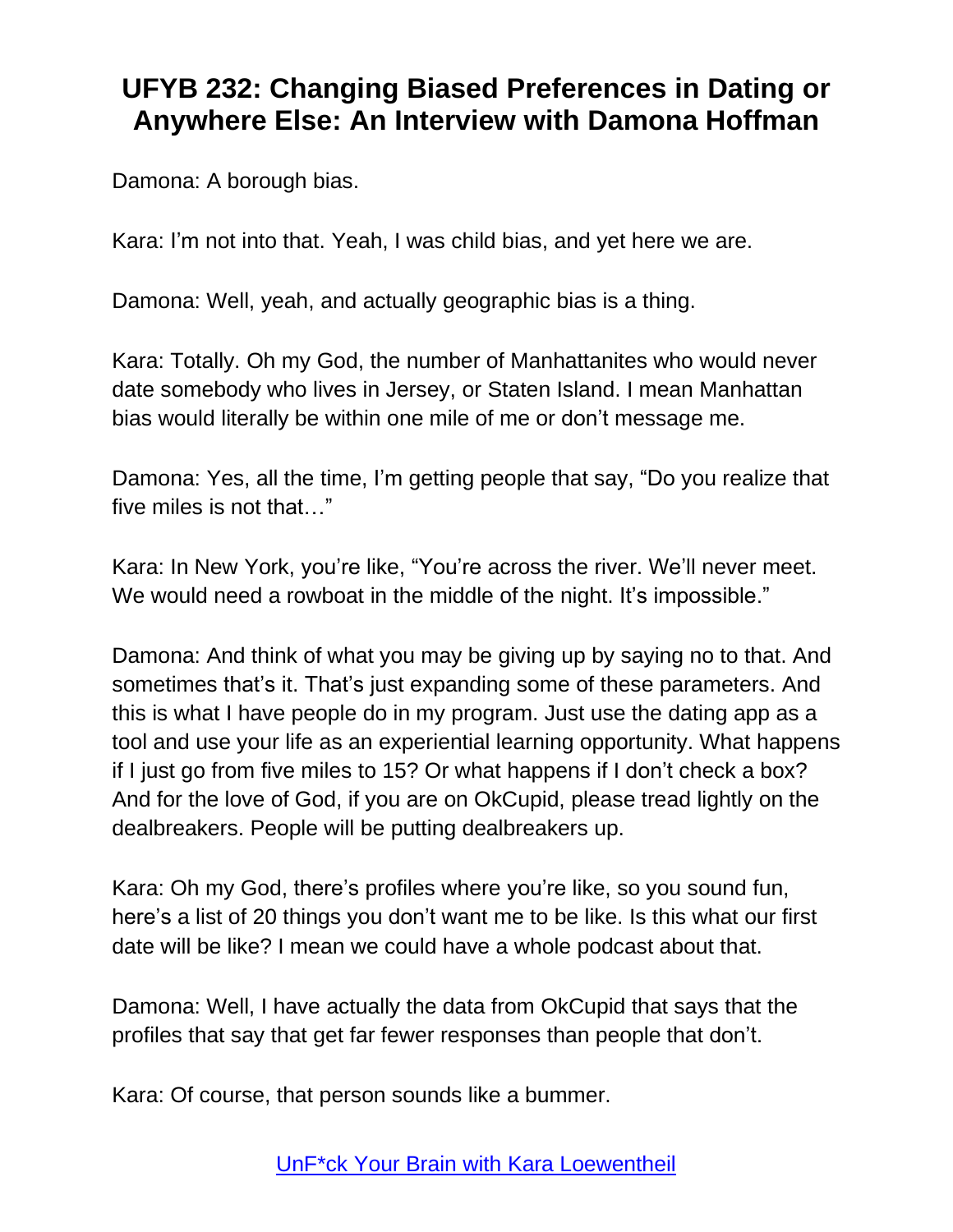Damona: A borough bias.

Kara: I'm not into that. Yeah, I was child bias, and yet here we are.

Damona: Well, yeah, and actually geographic bias is a thing.

Kara: Totally. Oh my God, the number of Manhattanites who would never date somebody who lives in Jersey, or Staten Island. I mean Manhattan bias would literally be within one mile of me or don't message me.

Damona: Yes, all the time, I'm getting people that say, "Do you realize that five miles is not that…"

Kara: In New York, you're like, "You're across the river. We'll never meet. We would need a rowboat in the middle of the night. It's impossible."

Damona: And think of what you may be giving up by saying no to that. And sometimes that's it. That's just expanding some of these parameters. And this is what I have people do in my program. Just use the dating app as a tool and use your life as an experiential learning opportunity. What happens if I just go from five miles to 15? Or what happens if I don't check a box? And for the love of God, if you are on OkCupid, please tread lightly on the dealbreakers. People will be putting dealbreakers up.

Kara: Oh my God, there's profiles where you're like, so you sound fun, here's a list of 20 things you don't want me to be like. Is this what our first date will be like? I mean we could have a whole podcast about that.

Damona: Well, I have actually the data from OkCupid that says that the profiles that say that get far fewer responses than people that don't.

Kara: Of course, that person sounds like a bummer.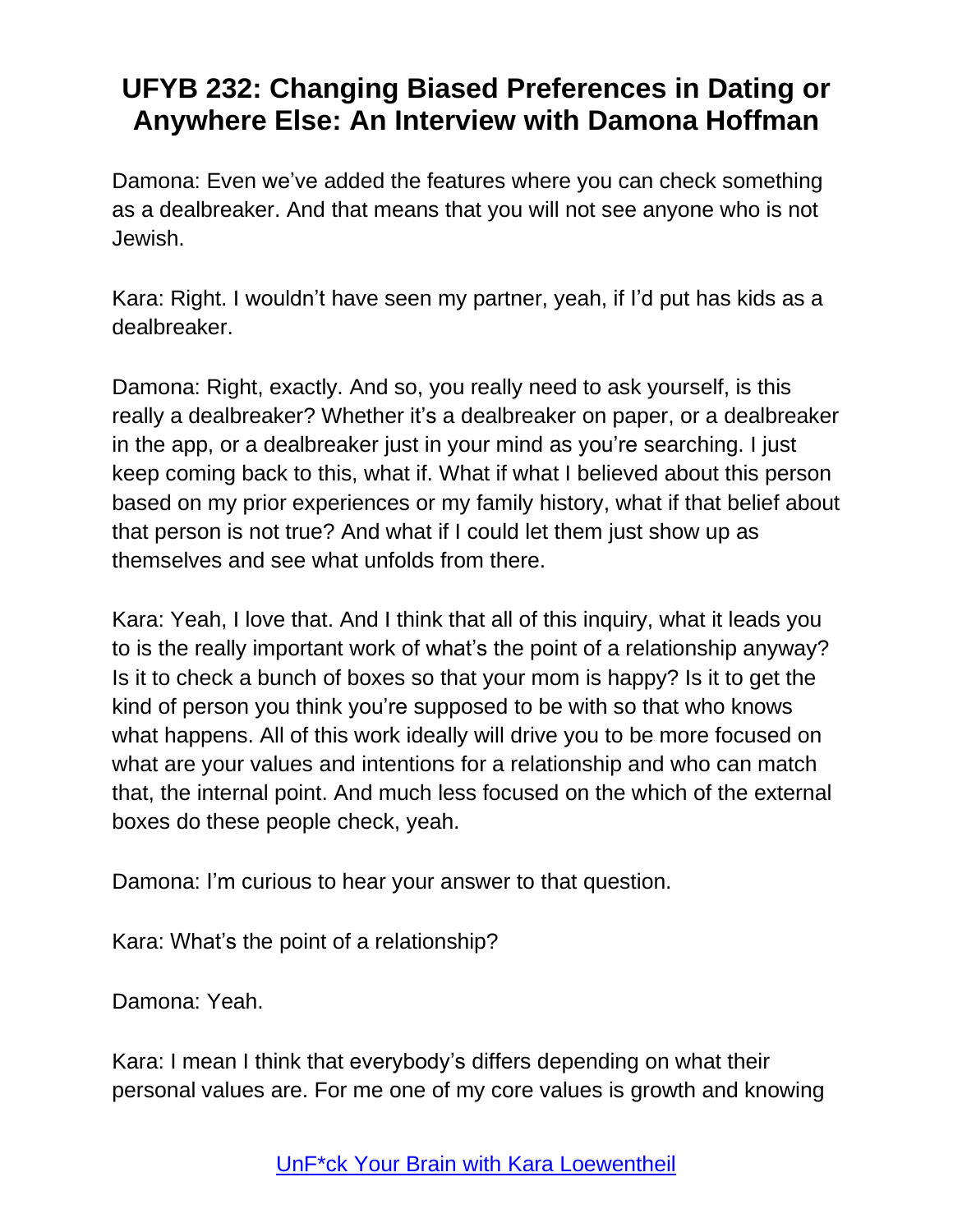Damona: Even we've added the features where you can check something as a dealbreaker. And that means that you will not see anyone who is not Jewish.

Kara: Right. I wouldn't have seen my partner, yeah, if I'd put has kids as a dealbreaker.

Damona: Right, exactly. And so, you really need to ask yourself, is this really a dealbreaker? Whether it's a dealbreaker on paper, or a dealbreaker in the app, or a dealbreaker just in your mind as you're searching. I just keep coming back to this, what if. What if what I believed about this person based on my prior experiences or my family history, what if that belief about that person is not true? And what if I could let them just show up as themselves and see what unfolds from there.

Kara: Yeah, I love that. And I think that all of this inquiry, what it leads you to is the really important work of what's the point of a relationship anyway? Is it to check a bunch of boxes so that your mom is happy? Is it to get the kind of person you think you're supposed to be with so that who knows what happens. All of this work ideally will drive you to be more focused on what are your values and intentions for a relationship and who can match that, the internal point. And much less focused on the which of the external boxes do these people check, yeah.

Damona: I'm curious to hear your answer to that question.

Kara: What's the point of a relationship?

Damona: Yeah.

Kara: I mean I think that everybody's differs depending on what their personal values are. For me one of my core values is growth and knowing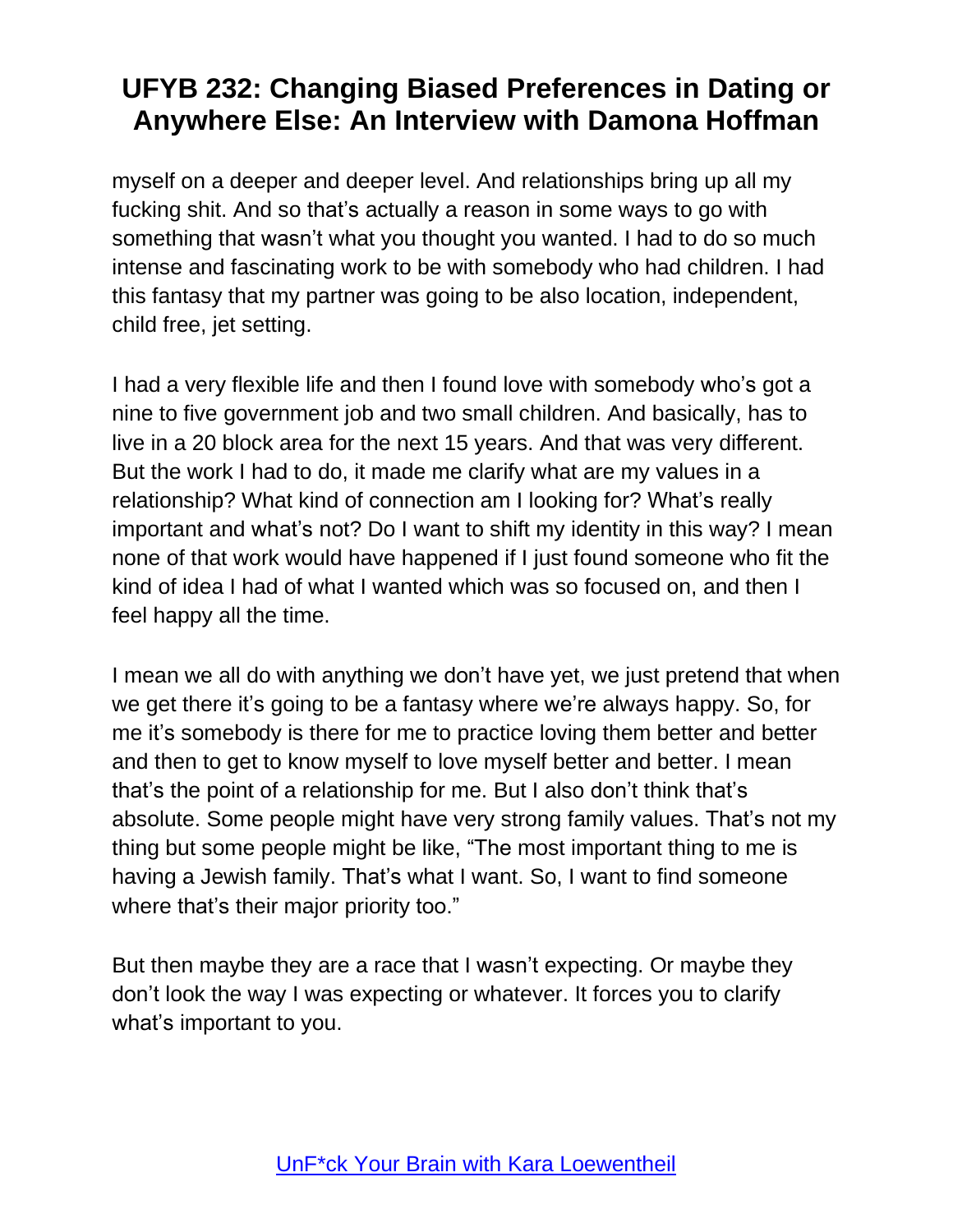myself on a deeper and deeper level. And relationships bring up all my fucking shit. And so that's actually a reason in some ways to go with something that wasn't what you thought you wanted. I had to do so much intense and fascinating work to be with somebody who had children. I had this fantasy that my partner was going to be also location, independent, child free, jet setting.

I had a very flexible life and then I found love with somebody who's got a nine to five government job and two small children. And basically, has to live in a 20 block area for the next 15 years. And that was very different. But the work I had to do, it made me clarify what are my values in a relationship? What kind of connection am I looking for? What's really important and what's not? Do I want to shift my identity in this way? I mean none of that work would have happened if I just found someone who fit the kind of idea I had of what I wanted which was so focused on, and then I feel happy all the time.

I mean we all do with anything we don't have yet, we just pretend that when we get there it's going to be a fantasy where we're always happy. So, for me it's somebody is there for me to practice loving them better and better and then to get to know myself to love myself better and better. I mean that's the point of a relationship for me. But I also don't think that's absolute. Some people might have very strong family values. That's not my thing but some people might be like, "The most important thing to me is having a Jewish family. That's what I want. So, I want to find someone where that's their major priority too."

But then maybe they are a race that I wasn't expecting. Or maybe they don't look the way I was expecting or whatever. It forces you to clarify what's important to you.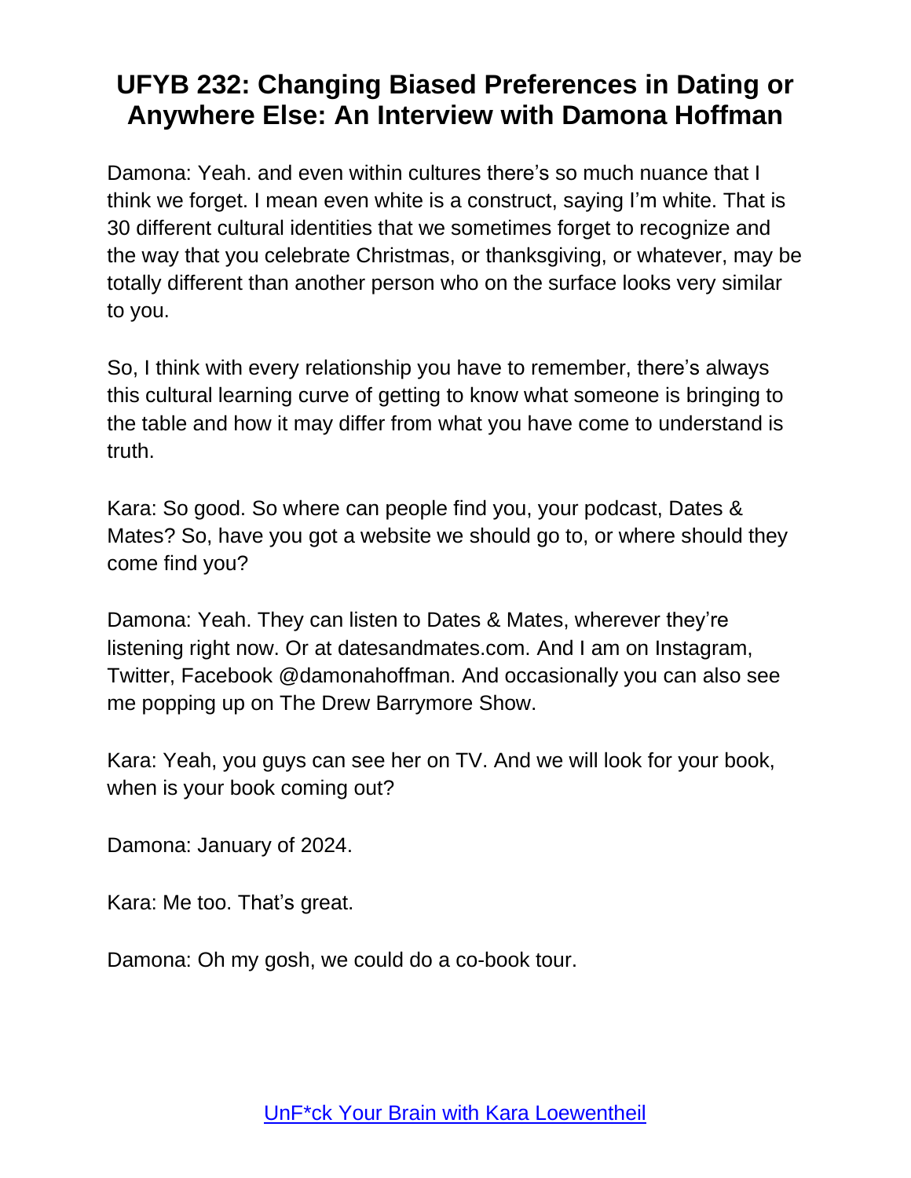Damona: Yeah. and even within cultures there's so much nuance that I think we forget. I mean even white is a construct, saying I'm white. That is 30 different cultural identities that we sometimes forget to recognize and the way that you celebrate Christmas, or thanksgiving, or whatever, may be totally different than another person who on the surface looks very similar to you.

So, I think with every relationship you have to remember, there's always this cultural learning curve of getting to know what someone is bringing to the table and how it may differ from what you have come to understand is truth.

Kara: So good. So where can people find you, your podcast, Dates & Mates? So, have you got a website we should go to, or where should they come find you?

Damona: Yeah. They can listen to Dates & Mates, wherever they're listening right now. Or at datesandmates.com. And I am on Instagram, Twitter, Facebook @damonahoffman. And occasionally you can also see me popping up on The Drew Barrymore Show.

Kara: Yeah, you guys can see her on TV. And we will look for your book, when is your book coming out?

Damona: January of 2024.

Kara: Me too. That's great.

Damona: Oh my gosh, we could do a co-book tour.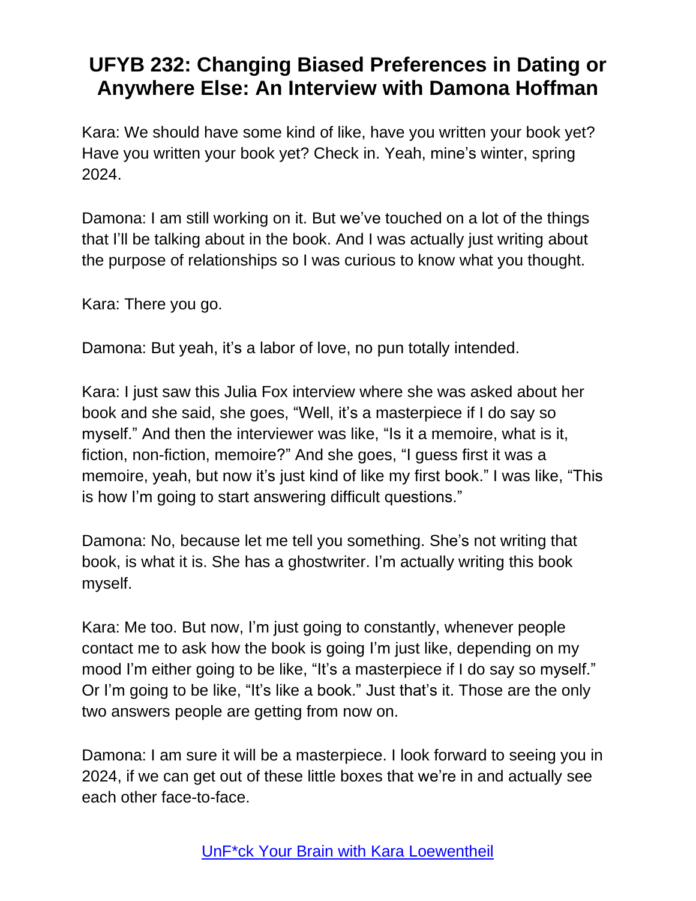Kara: We should have some kind of like, have you written your book yet? Have you written your book yet? Check in. Yeah, mine's winter, spring 2024.

Damona: I am still working on it. But we've touched on a lot of the things that I'll be talking about in the book. And I was actually just writing about the purpose of relationships so I was curious to know what you thought.

Kara: There you go.

Damona: But yeah, it's a labor of love, no pun totally intended.

Kara: I just saw this Julia Fox interview where she was asked about her book and she said, she goes, "Well, it's a masterpiece if I do say so myself." And then the interviewer was like, "Is it a memoire, what is it, fiction, non-fiction, memoire?" And she goes, "I guess first it was a memoire, yeah, but now it's just kind of like my first book." I was like, "This is how I'm going to start answering difficult questions."

Damona: No, because let me tell you something. She's not writing that book, is what it is. She has a ghostwriter. I'm actually writing this book myself.

Kara: Me too. But now, I'm just going to constantly, whenever people contact me to ask how the book is going I'm just like, depending on my mood I'm either going to be like, "It's a masterpiece if I do say so myself." Or I'm going to be like, "It's like a book." Just that's it. Those are the only two answers people are getting from now on.

Damona: I am sure it will be a masterpiece. I look forward to seeing you in 2024, if we can get out of these little boxes that we're in and actually see each other face-to-face.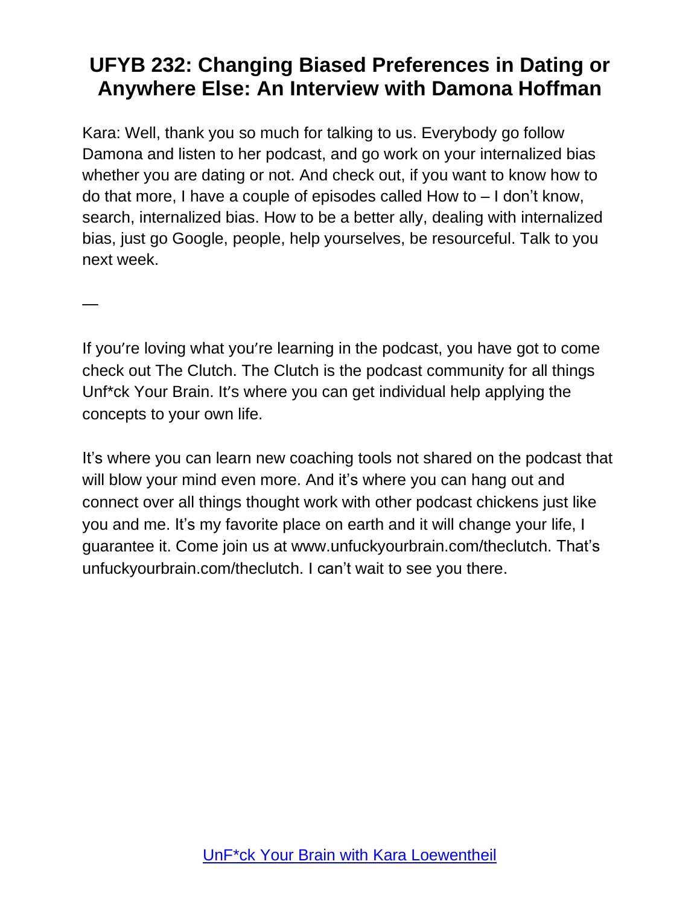# UFYB 232: Changing Biased Preferences in Dating or Anywhere Else: An Interview with Damona Hoffman

Kara: Well, thank you so much for talking to us. Everybody go follow Damona and listen to her podcast, and go work on your internalized bias whether you are dating or not. And check out, if you want to know how to do that more, I have a couple of episodes called How to – I don't know, search, internalized bias. How to be a better ally, dealing with internalized bias, just go Google, people, help yourselves, be resourceful. Talk to you next week.

—

If you're loving what you're learning in the podcast, you have got to come check out The Clutch. The Clutch is the podcast community for all things Unf*ck Your Brain. It's where you can get individual help applying the concepts to your own life.

It's where you can learn new coaching tools not shared on the podcast that will blow your mind even more. And it's where you can hang out and connect over all things thought work with other podcast chickens just like you and me. It's my favorite place on earth and it will change your life, I guarantee it. Come join us at www.unfuckyourbrain.com/theclutch. That's unfuckyourbrain.com/theclutch. I can't wait to see you there.